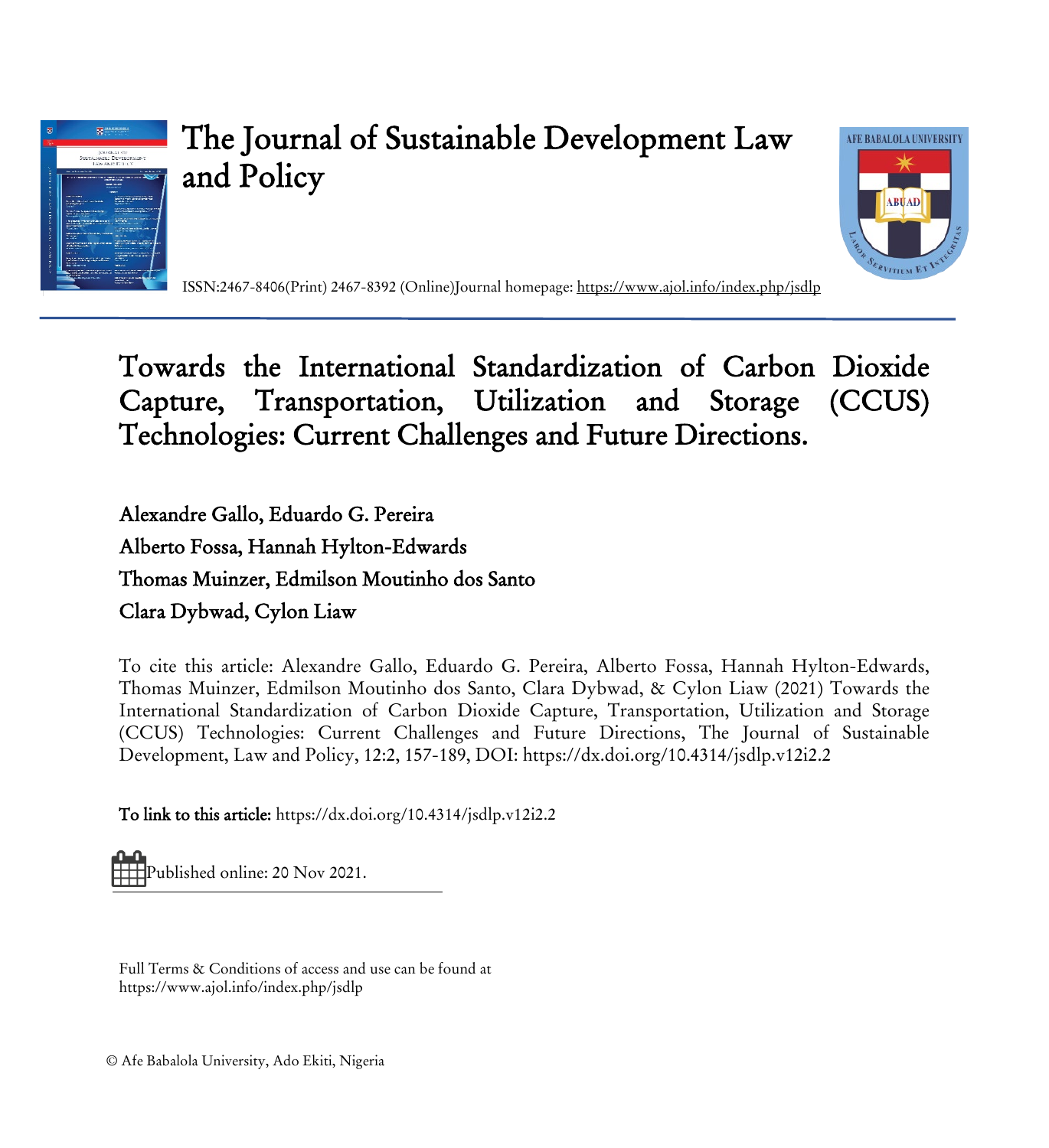# The Journal of Sustainable Development Law and Policy

ISSN:2467-8406(Print) 2467-8392 (Online)Journal homepage: https://www.ajol.info/index.php/jsdlp

## Towards the International Standardization of Carbon Dioxide Capture, Transportation, Utilization and Storage (CCUS) Technologies: Current Challenges and Future Directions.

Alexandre Gallo, Eduardo G. Pereira

Alberto Fossa, Hannah Hylton-Edwards

Thomas Muinzer, Edmilson Moutinho dos Santo

Clara Dybwad, Cylon Liaw

To cite this article: Alexandre Gallo, Eduardo G. Pereira, Alberto Fossa, Hannah Hylton-Edwards, Thomas Muinzer, Edmilson Moutinho dos Santo, Clara Dybwad, & Cylon Liaw (2021) Towards the International Standardization of Carbon Dioxide Capture, Transportation, Utilization and Storage (CCUS) Technologies: Current Challenges and Future Directions, The Journal of Sustainable Development, Law and Policy, 12:2, 157-189, DOI: https://dx.doi.org/10.4314/jsdlp.v12i2.2

**To link to this article:** https://dx.doi.org/10.4314/jsdlp.v12i2.2

Published online: 20 Nov 2021.

Full Terms & Conditions of access and use can be found at https://www.ajol.info/index.php/jsdlp

© Afe Babalola University, Ado Ekiti, Nigeria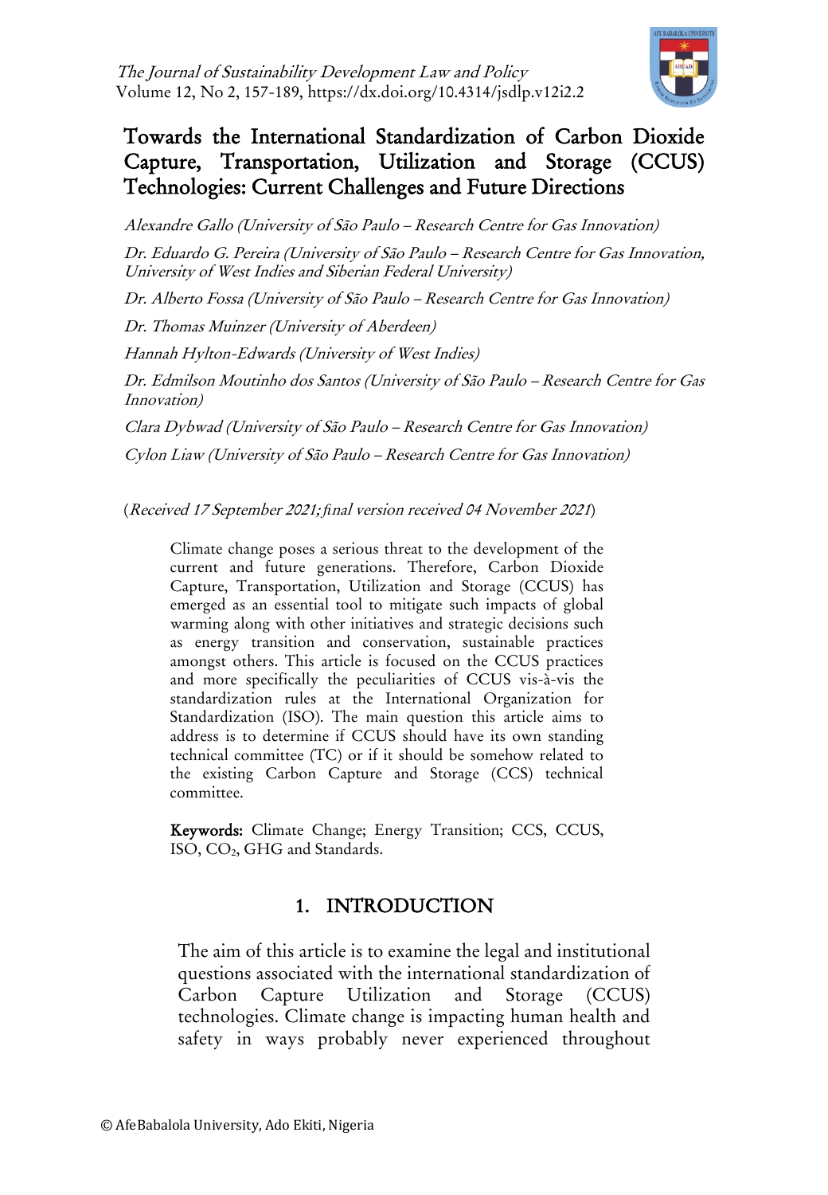# Towards the International Standardization of Carbon Dioxide Capture, Transportation, Utilization and Storage (CCUS) Technologies: Current Challenges and Future Directions

*Alexandre Gallo (University of São Paulo – Research Centre for Gas Innovation)*

*Dr. Eduardo G. Pereira (University of São Paulo – Research Centre for Gas Innovation, University of West Indies and Siberian Federal University)*

*Dr. Alberto Fossa (University of São Paulo – Research Centre for Gas Innovation)*

*Dr. Thomas Muinzer (University of Aberdeen)*

*Hannah Hylton-Edwards (University of West Indies)*

*Dr. Edmilson Moutinho dos Santos (University of São Paulo – Research Centre for Gas Innovation)*

*Clara Dybwad (University of São Paulo – Research Centre for Gas Innovation)*

*Cylon Liaw (University of São Paulo – Research Centre for Gas Innovation)*

(*Received 17 September 2021; final version received 04 November 2021*)

Climate change poses a serious threat to the development of the current and future generations. Therefore, Carbon Dioxide Capture, Transportation, Utilization and Storage (CCUS) has emerged as an essential tool to mitigate such impacts of global warming along with other initiatives and strategic decisions such as energy transition and conservation, sustainable practices amongst others. This article is focused on the CCUS practices and more specifically the peculiarities of CCUS vis-à-vis the standardization rules at the International Organization for Standardization (ISO). The main question this article aims to address is to determine if CCUS should have its own standing technical committee (TC) or if it should be somehow related to the existing Carbon Capture and Storage (CCS) technical committee.

**Keywords:** Climate Change; Energy Transition; CCS, CCUS, ISO, $CO_2$, GHG and Standards.

## 1. INTRODUCTION

The aim of this article is to examine the legal and institutional questions associated with the international standardization of Carbon Capture Utilization and Storage (CCUS) technologies. Climate change is impacting human health and safety in ways probably never experienced throughout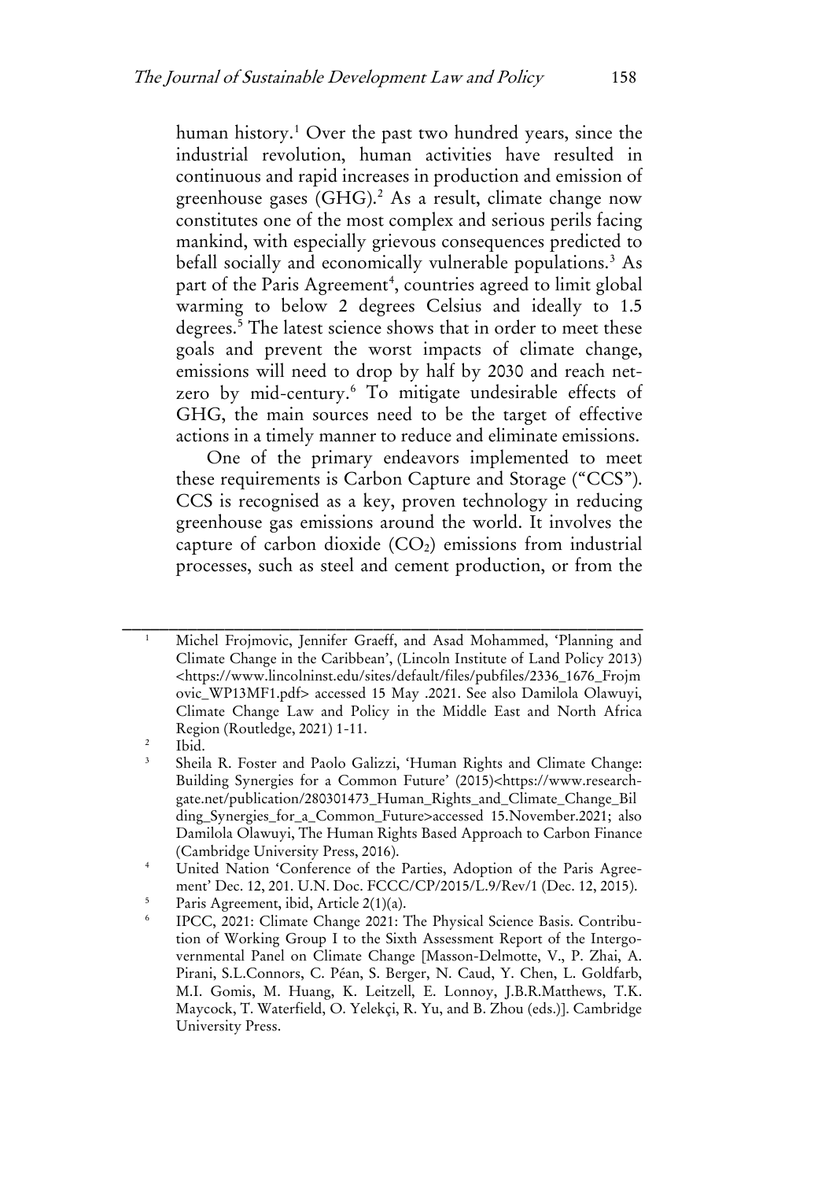human history.[1] Over the past two hundred years, since the industrial revolution, human activities have resulted in continuous and rapid increases in production and emission of greenhouse gases (GHG).[2] As a result, climate change now constitutes one of the most complex and serious perils facing mankind, with especially grievous consequences predicted to befall socially and economically vulnerable populations.[3] As part of the Paris Agreement[4], countries agreed to limit global warming to below 2 degrees Celsius and ideally to 1.5 degrees.[5] The latest science shows that in order to meet these goals and prevent the worst impacts of climate change, emissions will need to drop by half by 2030 and reach net-zero by mid-century.[6] To mitigate undesirable effects of GHG, the main sources need to be the target of effective actions in a timely manner to reduce and eliminate emissions.

One of the primary endeavors implemented to meet these requirements is Carbon Capture and Storage ("CCS"). CCS is recognised as a key, proven technology in reducing greenhouse gas emissions around the world. It involves the capture of carbon dioxide ($CO_2$) emissions from industrial processes, such as steel and cement production, or from the

---

[1] Michel Frojmovic, Jennifer Graeff, and Asad Mohammed, 'Planning and Climate Change in the Caribbean', (Lincoln Institute of Land Policy 2013) <https://www.lincolninst.edu/sites/default/files/pubfiles/2336_1676_Frojmovic_WP13MF1.pdf> accessed 15 May .2021. See also Damilola Olawuyi, Climate Change Law and Policy in the Middle East and North Africa Region (Routledge, 2021) 1-11.

[2] Ibid.

[3] Sheila R. Foster and Paolo Galizzi, 'Human Rights and Climate Change: Building Synergies for a Common Future' (2015)<https://www.researchgate.net/publication/280301473_Human_Rights_and_Climate_Change_Bilding_Synergies_for_a_Common_Future>accessed 15.November.2021; also Damilola Olawuyi, The Human Rights Based Approach to Carbon Finance (Cambridge University Press, 2016).

[4] United Nation 'Conference of the Parties, Adoption of the Paris Agreement' Dec. 12, 201. U.N. Doc. FCCC/CP/2015/L.9/Rev/1 (Dec. 12, 2015).

[5] Paris Agreement, ibid, Article 2(1)(a).

[6] IPCC, 2021: Climate Change 2021: The Physical Science Basis. Contribution of Working Group I to the Sixth Assessment Report of the Intergovernmental Panel on Climate Change [Masson-Delmotte, V., P. Zhai, A. Pirani, S.L.Connors, C. Péan, S. Berger, N. Caud, Y. Chen, L. Goldfarb, M.I. Gomis, M. Huang, K. Leitzell, E. Lonnoy, J.B.R.Matthews, T.K. Maycock, T. Waterfield, O. Yelekçi, R. Yu, and B. Zhou (eds.)]. Cambridge University Press.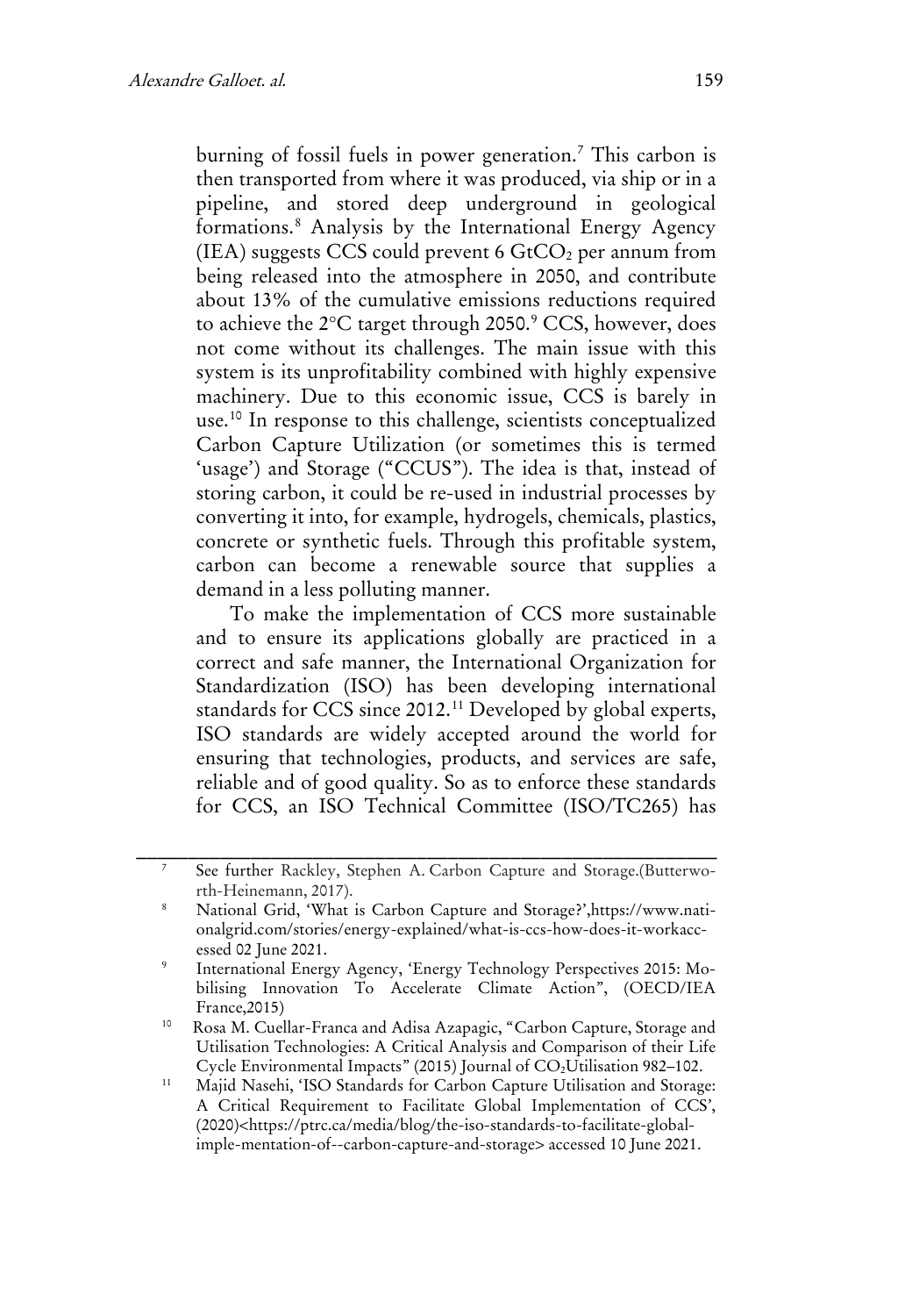burning of fossil fuels in power generation.[7] This carbon is then transported from where it was produced, via ship or in a pipeline, and stored deep underground in geological formations.[8] Analysis by the International Energy Agency (IEA) suggests CCS could prevent 6 $GtCO_2$ per annum from being released into the atmosphere in 2050, and contribute about 13% of the cumulative emissions reductions required to achieve the 2°C target through 2050.[9] CCS, however, does not come without its challenges. The main issue with this system is its unprofitability combined with highly expensive machinery. Due to this economic issue, CCS is barely in use.[10] In response to this challenge, scientists conceptualized Carbon Capture Utilization (or sometimes this is termed 'usage') and Storage ("CCUS"). The idea is that, instead of storing carbon, it could be re-used in industrial processes by converting it into, for example, hydrogels, chemicals, plastics, concrete or synthetic fuels. Through this profitable system, carbon can become a renewable source that supplies a demand in a less polluting manner.

To make the implementation of CCS more sustainable and to ensure its applications globally are practiced in a correct and safe manner, the International Organization for Standardization (ISO) has been developing international standards for CCS since 2012.[11] Developed by global experts, ISO standards are widely accepted around the world for ensuring that technologies, products, and services are safe, reliable and of good quality. So as to enforce these standards for CCS, an ISO Technical Committee (ISO/TC265) has

---

[7] See further Rackley, Stephen A. Carbon Capture and Storage.(Butterworth-Heinemann, 2017).

[8] National Grid, 'What is Carbon Capture and Storage?',https://www.nationalgrid.com/stories/energy-explained/what-is-ccs-how-does-it-workaccessed 02 June 2021.

[9] International Energy Agency, 'Energy Technology Perspectives 2015: Mobilising Innovation To Accelerate Climate Action", (OECD/IEA France,2015)

[10] Rosa M. Cuellar-Franca and Adisa Azapagic, "Carbon Capture, Storage and Utilisation Technologies: A Critical Analysis and Comparison of their Life Cycle Environmental Impacts" (2015) Journal of $CO_2$Utilisation 982–102.

[11] Majid Nasehi, 'ISO Standards for Carbon Capture Utilisation and Storage: A Critical Requirement to Facilitate Global Implementation of CCS', (2020)<https://ptrc.ca/media/blog/the-iso-standards-to-facilitate-global-imple-mentation-of--carbon-capture-and-storage> accessed 10 June 2021.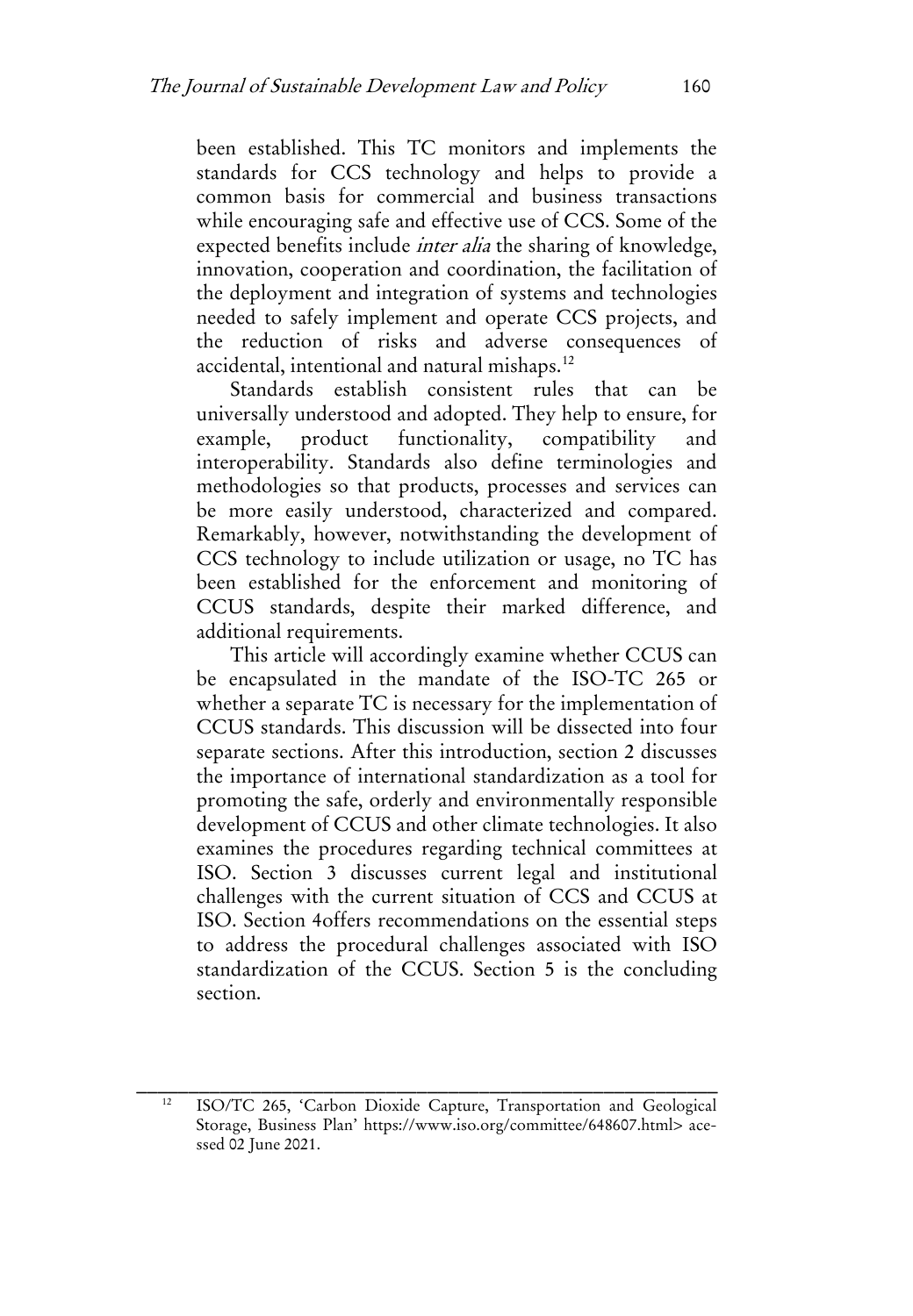been established. This TC monitors and implements the standards for CCS technology and helps to provide a common basis for commercial and business transactions while encouraging safe and effective use of CCS. Some of the expected benefits include *inter alia* the sharing of knowledge, innovation, cooperation and coordination, the facilitation of the deployment and integration of systems and technologies needed to safely implement and operate CCS projects, and the reduction of risks and adverse consequences of accidental, intentional and natural mishaps.[12]

Standards establish consistent rules that can be universally understood and adopted. They help to ensure, for example, product functionality, compatibility and interoperability. Standards also define terminologies and methodologies so that products, processes and services can be more easily understood, characterized and compared. Remarkably, however, notwithstanding the development of CCS technology to include utilization or usage, no TC has been established for the enforcement and monitoring of CCUS standards, despite their marked difference, and additional requirements.

This article will accordingly examine whether CCUS can be encapsulated in the mandate of the ISO-TC 265 or whether a separate TC is necessary for the implementation of CCUS standards. This discussion will be dissected into four separate sections. After this introduction, section 2 discusses the importance of international standardization as a tool for promoting the safe, orderly and environmentally responsible development of CCUS and other climate technologies. It also examines the procedures regarding technical committees at ISO. Section 3 discusses current legal and institutional challenges with the current situation of CCS and CCUS at ISO. Section 4offers recommendations on the essential steps to address the procedural challenges associated with ISO standardization of the CCUS. Section 5 is the concluding section.

---

[12] ISO/TC 265, 'Carbon Dioxide Capture, Transportation and Geological Storage, Business Plan' https://www.iso.org/committee/648607.html> acessed 02 June 2021.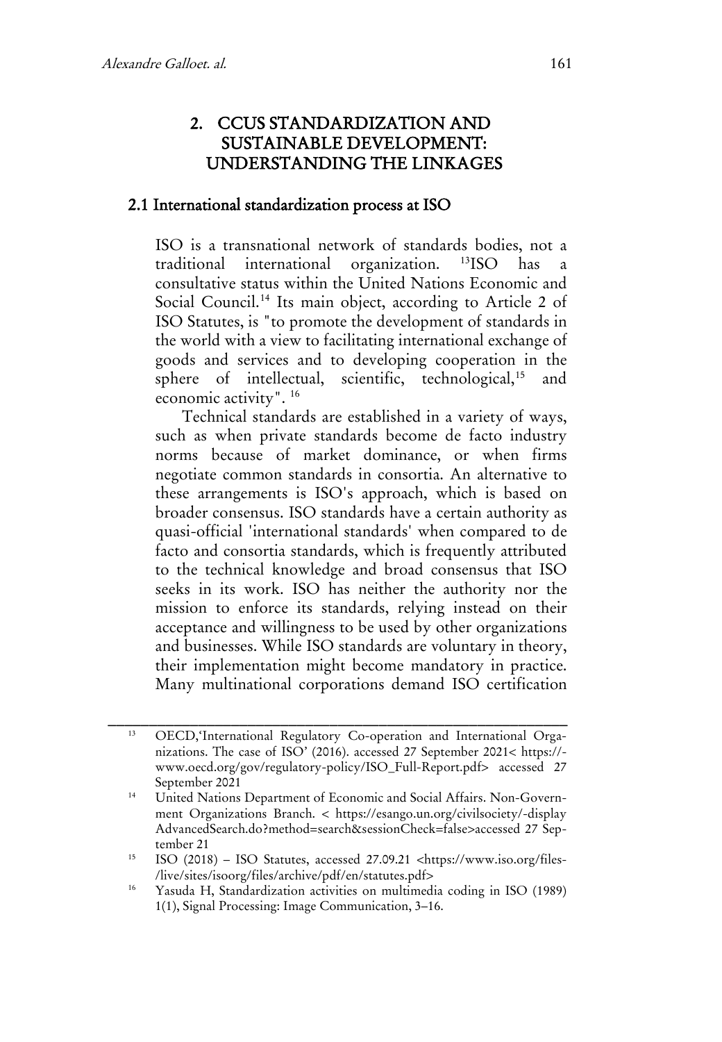## 2. CCUS STANDARDIZATION AND SUSTAINABLE DEVELOPMENT: UNDERSTANDING THE LINKAGES

### 2.1 International standardization process at ISO

ISO is a transnational network of standards bodies, not a traditional international organization. [13]ISO has a consultative status within the United Nations Economic and Social Council.[14] Its main object, according to Article 2 of ISO Statutes, is "to promote the development of standards in the world with a view to facilitating international exchange of goods and services and to developing cooperation in the sphere of intellectual, scientific, technological,[15] and economic activity". [16]

Technical standards are established in a variety of ways, such as when private standards become de facto industry norms because of market dominance, or when firms negotiate common standards in consortia. An alternative to these arrangements is ISO's approach, which is based on broader consensus. ISO standards have a certain authority as quasi-official 'international standards' when compared to de facto and consortia standards, which is frequently attributed to the technical knowledge and broad consensus that ISO seeks in its work. ISO has neither the authority nor the mission to enforce its standards, relying instead on their acceptance and willingness to be used by other organizations and businesses. While ISO standards are voluntary in theory, their implementation might become mandatory in practice. Many multinational corporations demand ISO certification

---

[13] OECD,'International Regulatory Co-operation and International Organizations. The case of ISO' (2016). accessed 27 September 2021< https://-www.oecd.org/gov/regulatory-policy/ISO_Full-Report.pdf> accessed 27 September 2021

[14] United Nations Department of Economic and Social Affairs. Non-Government Organizations Branch. < https://esango.un.org/civilsociety/-display AdvancedSearch.do?method=search&sessionCheck=false>accessed 27 September 21

[15] ISO (2018) – ISO Statutes, accessed 27.09.21 <https://www.iso.org/files-/live/sites/isoorg/files/archive/pdf/en/statutes.pdf>

[16] Yasuda H, Standardization activities on multimedia coding in ISO (1989) 1(1), Signal Processing: Image Communication, 3–16.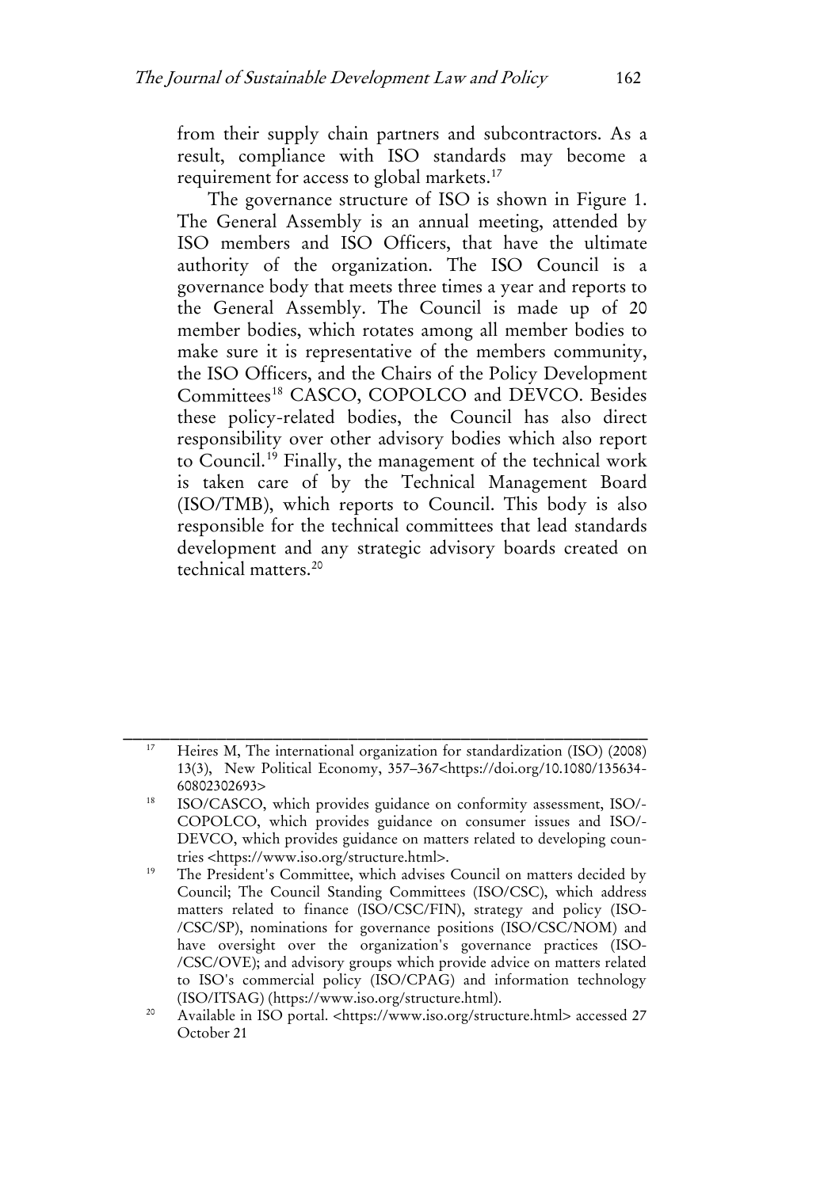from their supply chain partners and subcontractors. As a result, compliance with ISO standards may become a requirement for access to global markets.[17]

The governance structure of ISO is shown in Figure 1. The General Assembly is an annual meeting, attended by ISO members and ISO Officers, that have the ultimate authority of the organization. The ISO Council is a governance body that meets three times a year and reports to the General Assembly. The Council is made up of 20 member bodies, which rotates among all member bodies to make sure it is representative of the members community, the ISO Officers, and the Chairs of the Policy Development Committees[18] CASCO, COPOLCO and DEVCO. Besides these policy-related bodies, the Council has also direct responsibility over other advisory bodies which also report to Council.[19] Finally, the management of the technical work is taken care of by the Technical Management Board (ISO/TMB), which reports to Council. This body is also responsible for the technical committees that lead standards development and any strategic advisory boards created on technical matters.[20]

---

[17] Heires M, The international organization for standardization (ISO) (2008) 13(3), New Political Economy, 357–367<https://doi.org/10.1080/13563460802302693>

[18] ISO/CASCO, which provides guidance on conformity assessment, ISO/-COPOLCO, which provides guidance on consumer issues and ISO/-DEVCO, which provides guidance on matters related to developing countries <https://www.iso.org/structure.html>.

[19] The President's Committee, which advises Council on matters decided by Council; The Council Standing Committees (ISO/CSC), which address matters related to finance (ISO/CSC/FIN), strategy and policy (ISO-/CSC/SP), nominations for governance positions (ISO/CSC/NOM) and have oversight over the organization's governance practices (ISO-/CSC/OVE); and advisory groups which provide advice on matters related to ISO's commercial policy (ISO/CPAG) and information technology (ISO/ITSAG) (https://www.iso.org/structure.html).

[20] Available in ISO portal. <https://www.iso.org/structure.html> accessed 27 October 21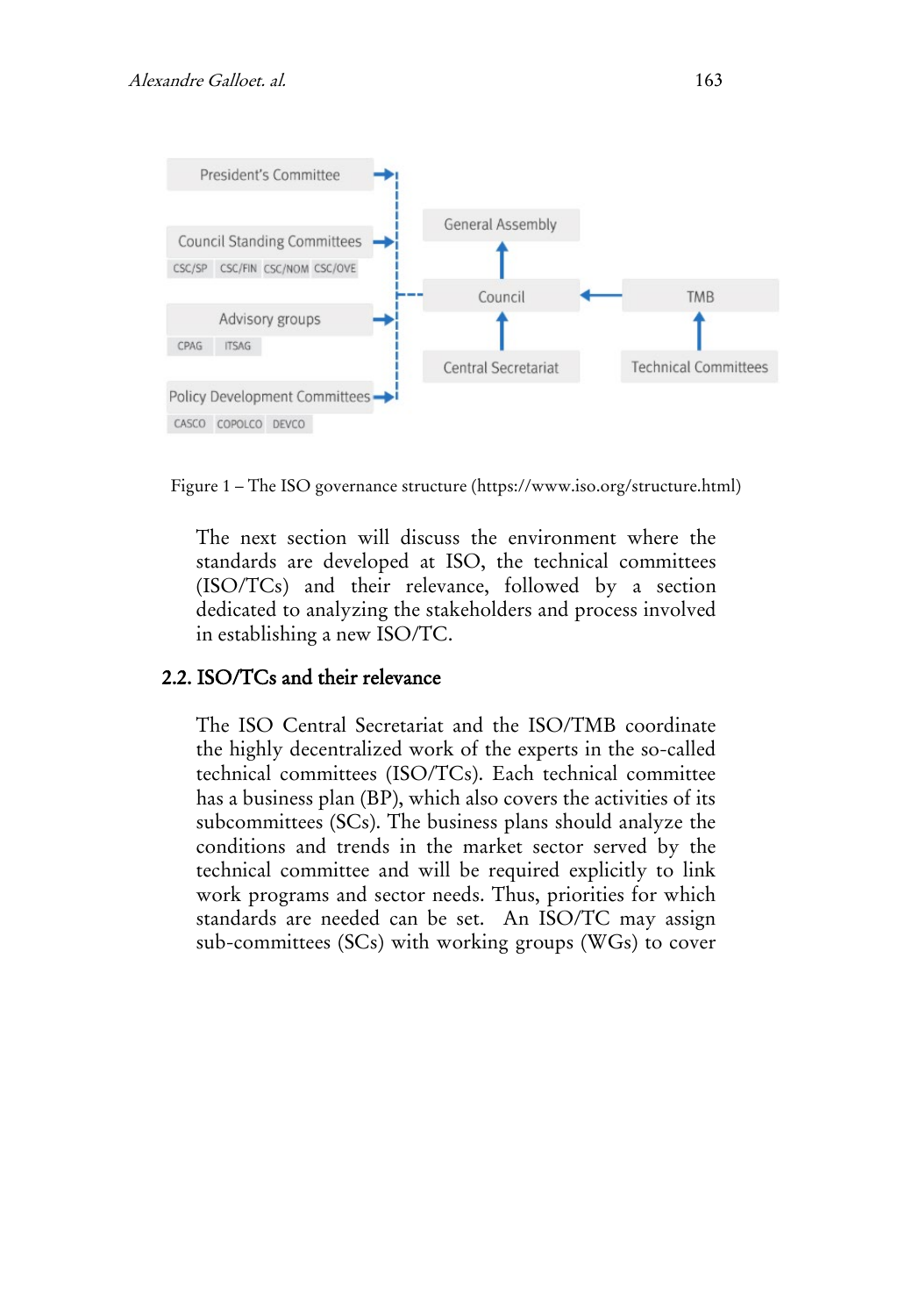Figure 1 – The ISO governance structure (https://www.iso.org/structure.html)

The next section will discuss the environment where the standards are developed at ISO, the technical committees (ISO/TCs) and their relevance, followed by a section dedicated to analyzing the stakeholders and process involved in establishing a new ISO/TC.

## 2.2. ISO/TCs and their relevance

The ISO Central Secretariat and the ISO/TMB coordinate the highly decentralized work of the experts in the so-called technical committees (ISO/TCs). Each technical committee has a business plan (BP), which also covers the activities of its subcommittees (SCs). The business plans should analyze the conditions and trends in the market sector served by the technical committee and will be required explicitly to link work programs and sector needs. Thus, priorities for which standards are needed can be set. An ISO/TC may assign sub-committees (SCs) with working groups (WGs) to cover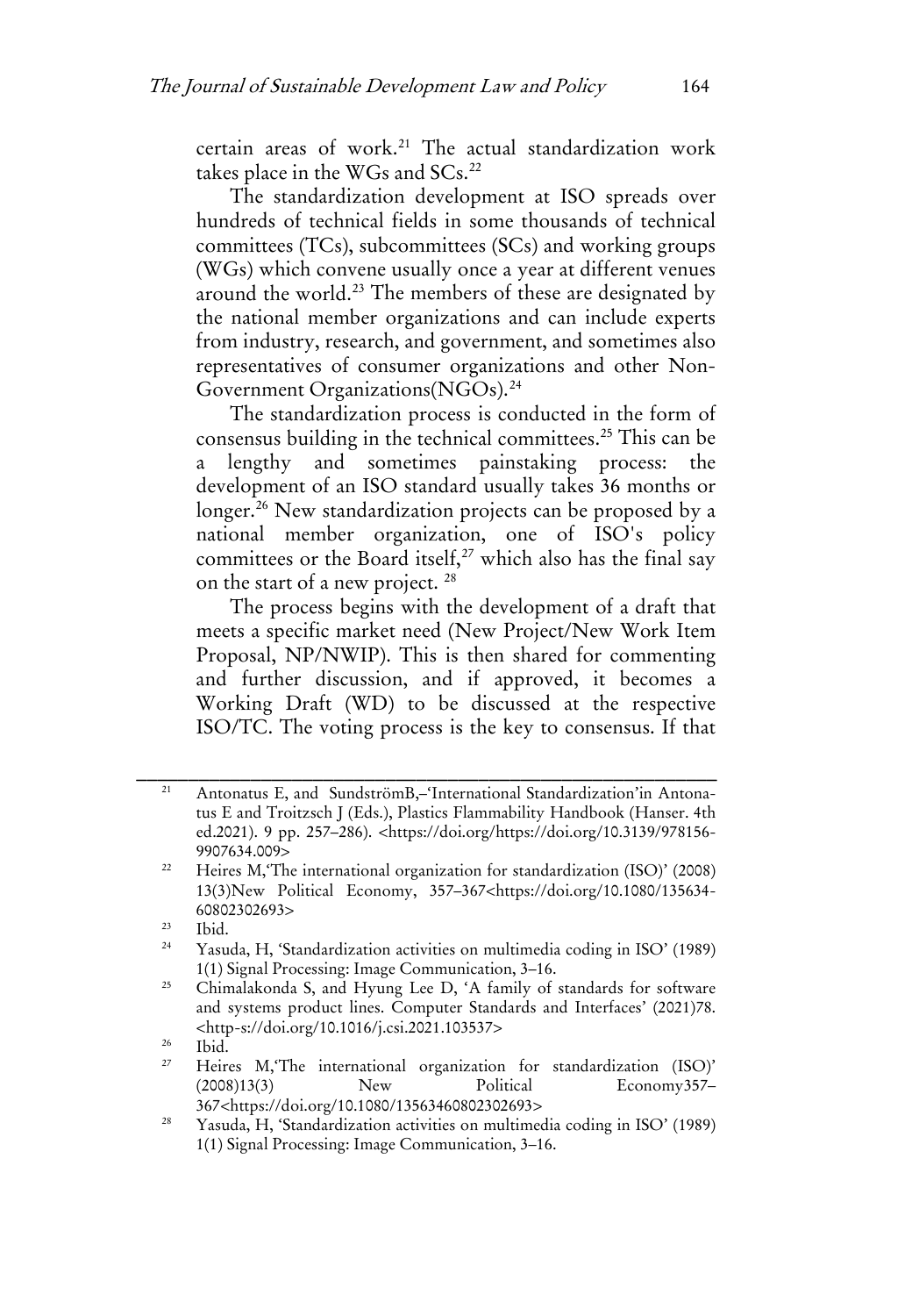certain areas of work.[21] The actual standardization work takes place in the WGs and SCs.[22]

The standardization development at ISO spreads over hundreds of technical fields in some thousands of technical committees (TCs), subcommittees (SCs) and working groups (WGs) which convene usually once a year at different venues around the world.[23] The members of these are designated by the national member organizations and can include experts from industry, research, and government, and sometimes also representatives of consumer organizations and other Non-Government Organizations(NGOs).[24]

The standardization process is conducted in the form of consensus building in the technical committees.[25] This can be a lengthy and sometimes painstaking process: the development of an ISO standard usually takes 36 months or longer.[26] New standardization projects can be proposed by a national member organization, one of ISO's policy committees or the Board itself,[27] which also has the final say on the start of a new project. [28]

The process begins with the development of a draft that meets a specific market need (New Project/New Work Item Proposal, NP/NWIP). This is then shared for commenting and further discussion, and if approved, it becomes a Working Draft (WD) to be discussed at the respective ISO/TC. The voting process is the key to consensus. If that

---

[21] Antonatus E, and SundströmB,–'International Standardization'in Antonatus E and Troitzsch J (Eds.), Plastics Flammability Handbook (Hanser. 4th ed.2021). 9 pp. 257–286). <https://doi.org/https://doi.org/10.3139/9781569907634.009>

[22] Heires M,'The international organization for standardization (ISO)' (2008) 13(3)New Political Economy, 357–367<https://doi.org/10.1080/13563460802302693>

[23] Ibid.

[24] Yasuda, H, 'Standardization activities on multimedia coding in ISO' (1989) 1(1) Signal Processing: Image Communication, 3–16.

[25] Chimalakonda S, and Hyung Lee D, 'A family of standards for software and systems product lines. Computer Standards and Interfaces' (2021)78. <http-s://doi.org/10.1016/j.csi.2021.103537>

[26] Ibid.

[27] Heires M,'The international organization for standardization (ISO)' (2008)13(3) New Political Economy357–367<https://doi.org/10.1080/13563460802302693>

[28] Yasuda, H, 'Standardization activities on multimedia coding in ISO' (1989) 1(1) Signal Processing: Image Communication, 3–16.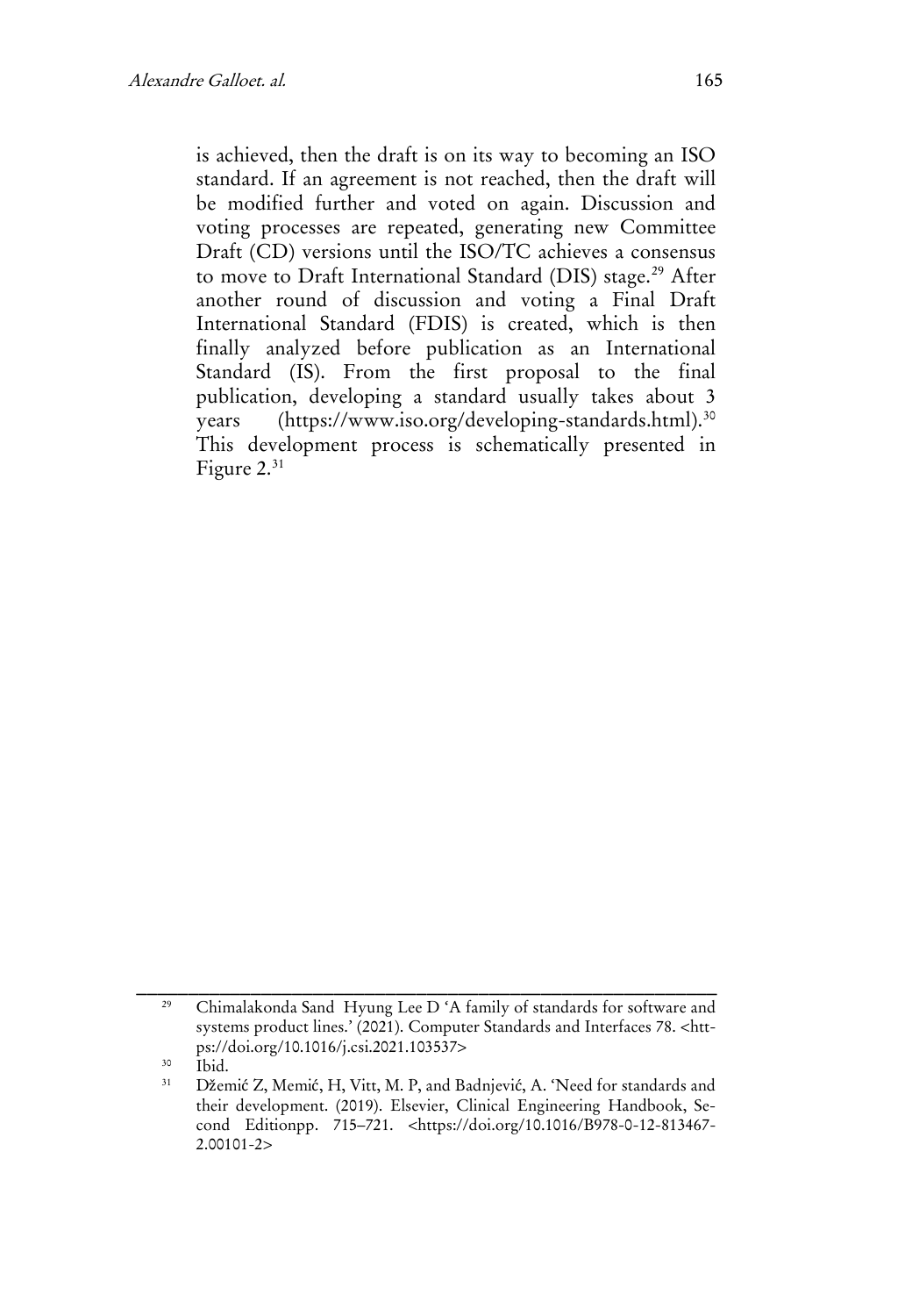is achieved, then the draft is on its way to becoming an ISO standard. If an agreement is not reached, then the draft will be modified further and voted on again. Discussion and voting processes are repeated, generating new Committee Draft (CD) versions until the ISO/TC achieves a consensus to move to Draft International Standard (DIS) stage.[29] After another round of discussion and voting a Final Draft International Standard (FDIS) is created, which is then finally analyzed before publication as an International Standard (IS). From the first proposal to the final publication, developing a standard usually takes about 3 years (https://www.iso.org/developing-standards.html).[30] This development process is schematically presented in Figure 2.[31]

---

[29] Chimalakonda Sand Hyung Lee D 'A family of standards for software and systems product lines.' (2021). Computer Standards and Interfaces 78. <https://doi.org/10.1016/j.csi.2021.103537>

[30] Ibid.

[31] Džemić Z, Memić, H, Vitt, M. P, and Badnjević, A. 'Need for standards and their development. (2019). Elsevier, Clinical Engineering Handbook, Second Editionpp. 715–721. <https://doi.org/10.1016/B978-0-12-813467-2.00101-2>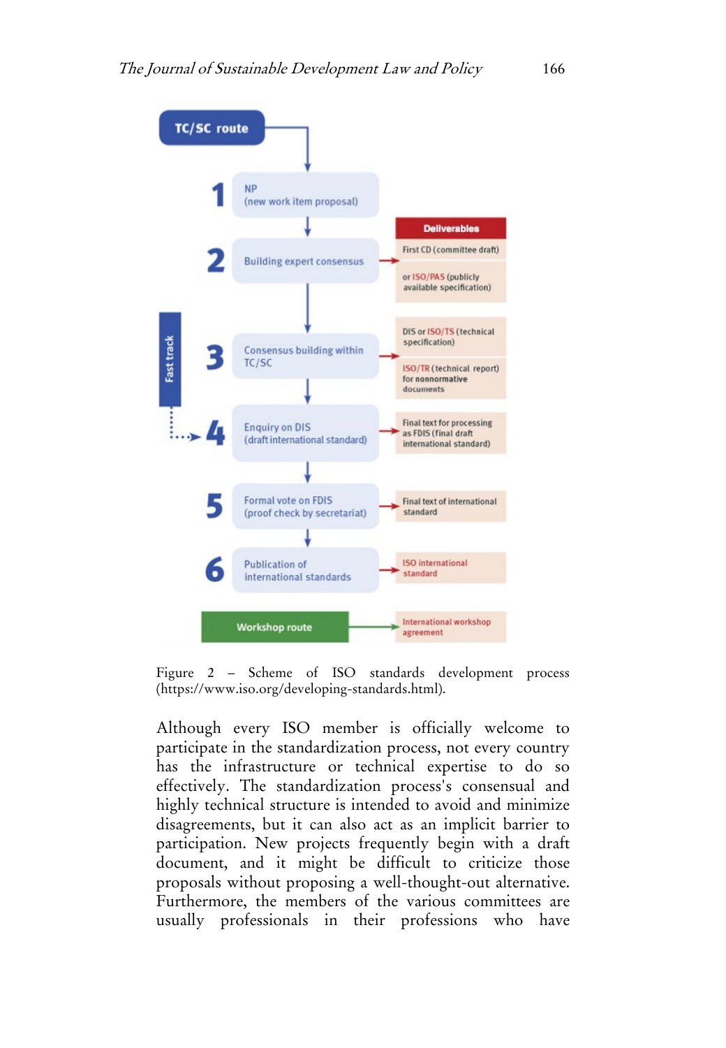TC/SC route

1. NP (new work item proposal)
2. Building expert consensus → First CD (committee draft) or ISO/PAS (publicly available specification)
3. Consensus building within TC/SC → DIS or ISO/TS (technical specification); ISO/TR (technical report) for nonnormative documents
4. Enquiry on DIS (draft international standard) → Final text for processing as FDIS (final draft international standard)
5. Formal vote on FDIS (proof check by secretariat) → Final text of international standard
6. Publication of international standards → ISO international standard

Fast track → 4

Workshop route → International workshop agreement

Deliverables

Figure 2 – Scheme of ISO standards development process (https://www.iso.org/developing-standards.html).

Although every ISO member is officially welcome to participate in the standardization process, not every country has the infrastructure or technical expertise to do so effectively. The standardization process's consensual and highly technical structure is intended to avoid and minimize disagreements, but it can also act as an implicit barrier to participation. New projects frequently begin with a draft document, and it might be difficult to criticize those proposals without proposing a well-thought-out alternative. Furthermore, the members of the various committees are usually professionals in their professions who have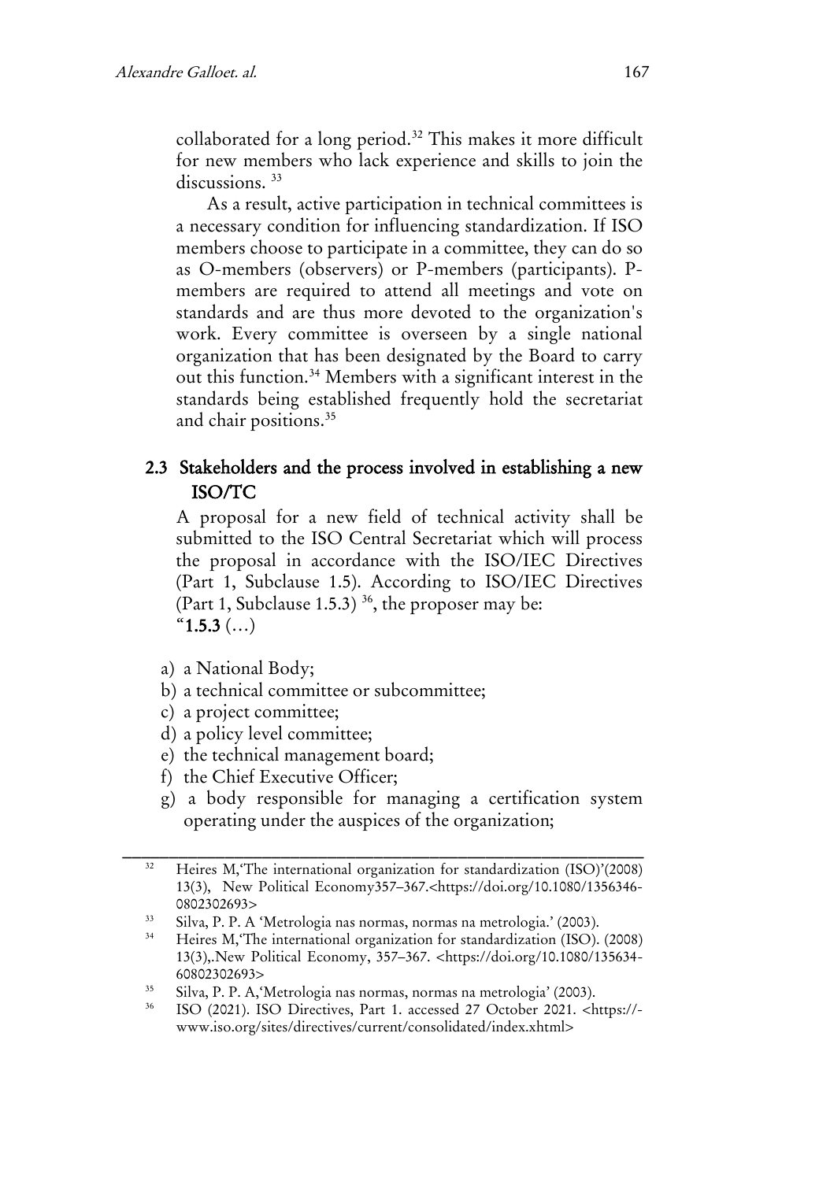collaborated for a long period.[32] This makes it more difficult for new members who lack experience and skills to join the discussions. [33]

As a result, active participation in technical committees is a necessary condition for influencing standardization. If ISO members choose to participate in a committee, they can do so as O-members (observers) or P-members (participants). P-members are required to attend all meetings and vote on standards and are thus more devoted to the organization's work. Every committee is overseen by a single national organization that has been designated by the Board to carry out this function.[34] Members with a significant interest in the standards being established frequently hold the secretariat and chair positions.[35]

## 2.3 Stakeholders and the process involved in establishing a new ISO/TC

A proposal for a new field of technical activity shall be submitted to the ISO Central Secretariat which will process the proposal in accordance with the ISO/IEC Directives (Part 1, Subclause 1.5). According to ISO/IEC Directives (Part 1, Subclause 1.5.3) [36], the proposer may be:

"**1.5.3** (…)

a) a National Body;
b) a technical committee or subcommittee;
c) a project committee;
d) a policy level committee;
e) the technical management board;
f) the Chief Executive Officer;
g) a body responsible for managing a certification system operating under the auspices of the organization;

---

[32] Heires M,'The international organization for standardization (ISO)'(2008) 13(3), New Political Economy357–367.<https://doi.org/10.1080/1356346-0802302693>

[33] Silva, P. P. A 'Metrologia nas normas, normas na metrologia.' (2003).

[34] Heires M,'The international organization for standardization (ISO). (2008) 13(3),.New Political Economy, 357–367. <https://doi.org/10.1080/135634-60802302693>

[35] Silva, P. P. A,'Metrologia nas normas, normas na metrologia' (2003).

[36] ISO (2021). ISO Directives, Part 1. accessed 27 October 2021. <https://-www.iso.org/sites/directives/current/consolidated/index.xhtml>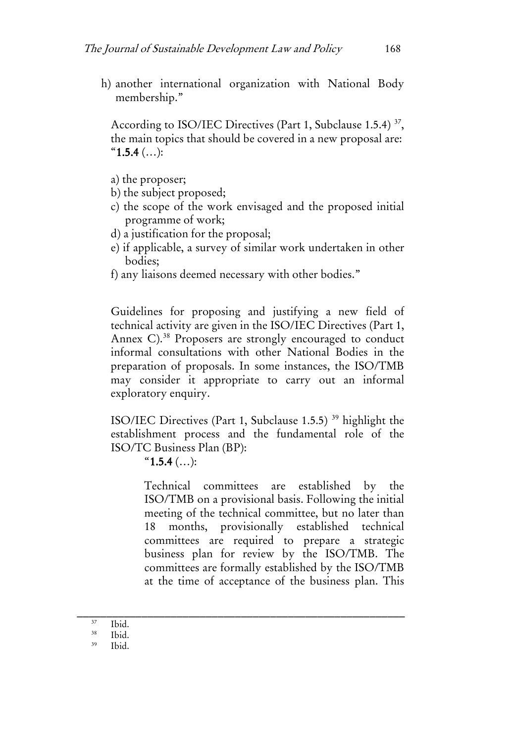h) another international organization with National Body membership."

According to ISO/IEC Directives (Part 1, Subclause 1.5.4) [37], the main topics that should be covered in a new proposal are:
"**1.5.4** (…):

a) the proposer;
b) the subject proposed;
c) the scope of the work envisaged and the proposed initial programme of work;
d) a justification for the proposal;
e) if applicable, a survey of similar work undertaken in other bodies;
f) any liaisons deemed necessary with other bodies."

Guidelines for proposing and justifying a new field of technical activity are given in the ISO/IEC Directives (Part 1, Annex C).[38] Proposers are strongly encouraged to conduct informal consultations with other National Bodies in the preparation of proposals. In some instances, the ISO/TMB may consider it appropriate to carry out an informal exploratory enquiry.

ISO/IEC Directives (Part 1, Subclause 1.5.5) [39] highlight the establishment process and the fundamental role of the ISO/TC Business Plan (BP):

> "**1.5.4** (…):
>
> Technical committees are established by the ISO/TMB on a provisional basis. Following the initial meeting of the technical committee, but no later than 18 months, provisionally established technical committees are required to prepare a strategic business plan for review by the ISO/TMB. The committees are formally established by the ISO/TMB at the time of acceptance of the business plan. This

---

[37] Ibid.
[38] Ibid.
[39] Ibid.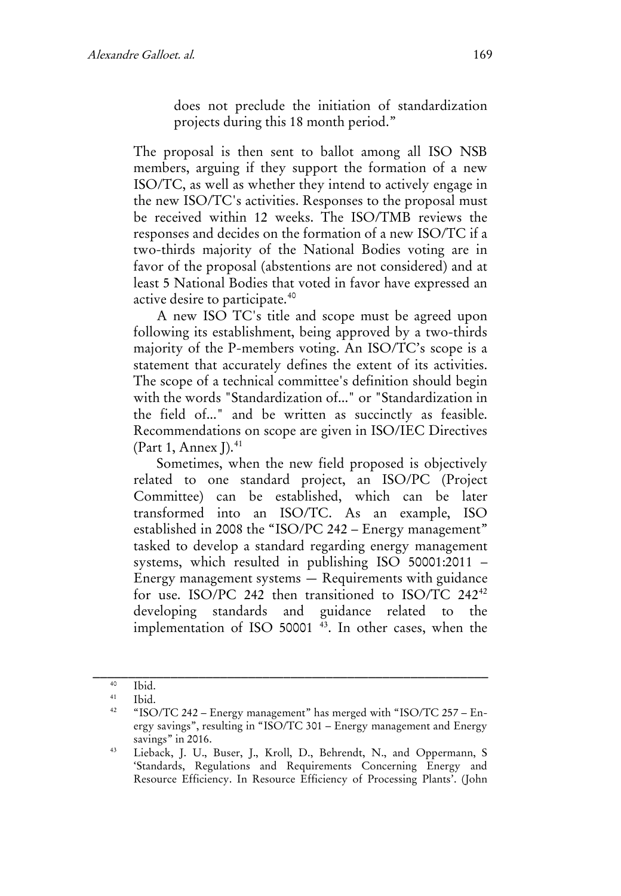> does not preclude the initiation of standardization projects during this 18 month period."

The proposal is then sent to ballot among all ISO NSB members, arguing if they support the formation of a new ISO/TC, as well as whether they intend to actively engage in the new ISO/TC's activities. Responses to the proposal must be received within 12 weeks. The ISO/TMB reviews the responses and decides on the formation of a new ISO/TC if a two-thirds majority of the National Bodies voting are in favor of the proposal (abstentions are not considered) and at least 5 National Bodies that voted in favor have expressed an active desire to participate.[40]

A new ISO TC's title and scope must be agreed upon following its establishment, being approved by a two-thirds majority of the P-members voting. An ISO/TC's scope is a statement that accurately defines the extent of its activities. The scope of a technical committee's definition should begin with the words "Standardization of..." or "Standardization in the field of..." and be written as succinctly as feasible. Recommendations on scope are given in ISO/IEC Directives (Part 1, Annex J).[41]

Sometimes, when the new field proposed is objectively related to one standard project, an ISO/PC (Project Committee) can be established, which can be later transformed into an ISO/TC. As an example, ISO established in 2008 the "ISO/PC 242 – Energy management" tasked to develop a standard regarding energy management systems, which resulted in publishing ISO 50001:2011 – Energy management systems — Requirements with guidance for use. ISO/PC 242 then transitioned to ISO/TC 242[42] developing standards and guidance related to the implementation of ISO 50001 [43]. In other cases, when the

---

[40] Ibid.

[41] Ibid.

[42] "ISO/TC 242 – Energy management" has merged with "ISO/TC 257 – Energy savings", resulting in "ISO/TC 301 – Energy management and Energy savings" in 2016.

[43] Lieback, J. U., Buser, J., Kroll, D., Behrendt, N., and Oppermann, S 'Standards, Regulations and Requirements Concerning Energy and Resource Efficiency. In Resource Efficiency of Processing Plants'. (John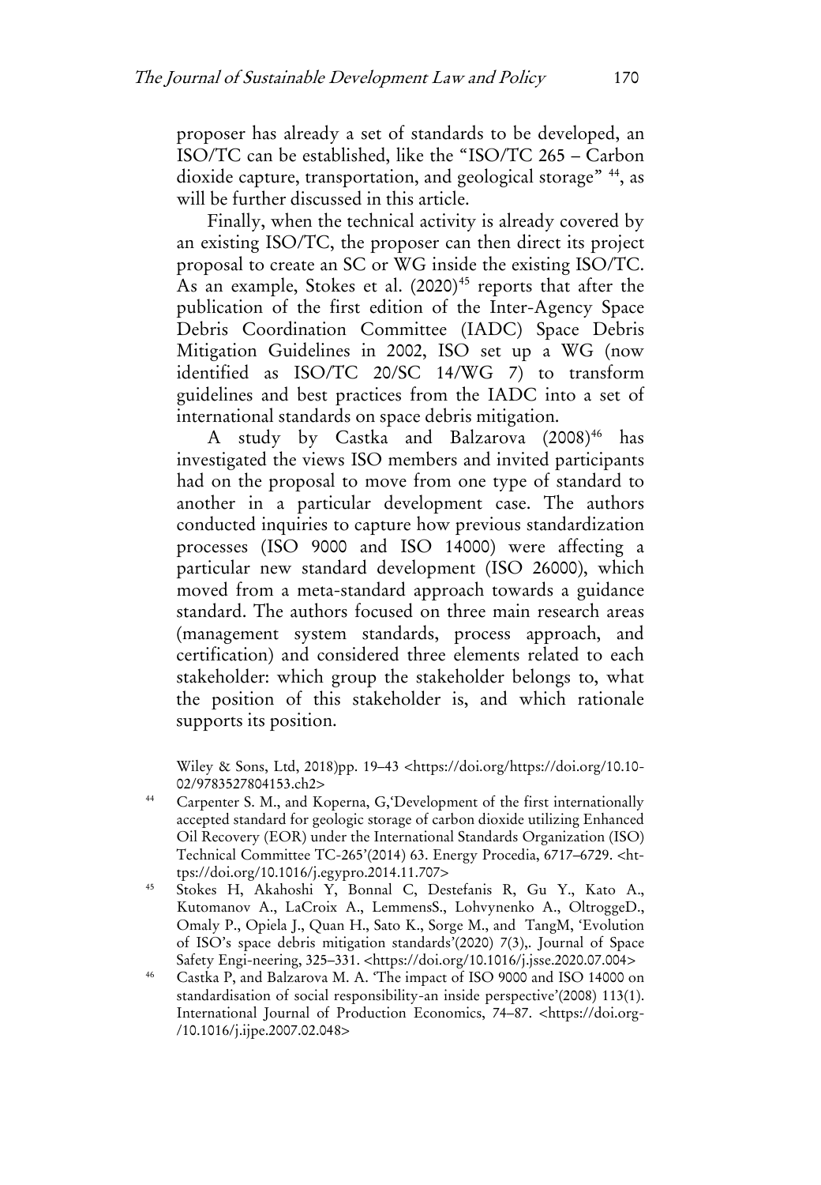proposer has already a set of standards to be developed, an ISO/TC can be established, like the "ISO/TC 265 – Carbon dioxide capture, transportation, and geological storage" [44], as will be further discussed in this article.

Finally, when the technical activity is already covered by an existing ISO/TC, the proposer can then direct its project proposal to create an SC or WG inside the existing ISO/TC. As an example, Stokes et al. (2020)[45] reports that after the publication of the first edition of the Inter-Agency Space Debris Coordination Committee (IADC) Space Debris Mitigation Guidelines in 2002, ISO set up a WG (now identified as ISO/TC 20/SC 14/WG 7) to transform guidelines and best practices from the IADC into a set of international standards on space debris mitigation.

A study by Castka and Balzarova (2008)[46] has investigated the views ISO members and invited participants had on the proposal to move from one type of standard to another in a particular development case. The authors conducted inquiries to capture how previous standardization processes (ISO 9000 and ISO 14000) were affecting a particular new standard development (ISO 26000), which moved from a meta-standard approach towards a guidance standard. The authors focused on three main research areas (management system standards, process approach, and certification) and considered three elements related to each stakeholder: which group the stakeholder belongs to, what the position of this stakeholder is, and which rationale supports its position.

Wiley & Sons, Ltd, 2018)pp. 19–43 <https://doi.org/https://doi.org/10.10-02/9783527804153.ch2>

[44] Carpenter S. M., and Koperna, G,'Development of the first internationally accepted standard for geologic storage of carbon dioxide utilizing Enhanced Oil Recovery (EOR) under the International Standards Organization (ISO) Technical Committee TC-265'(2014) 63. Energy Procedia, 6717–6729. <https://doi.org/10.1016/j.egypro.2014.11.707>

[45] Stokes H, Akahoshi Y, Bonnal C, Destefanis R, Gu Y., Kato A., Kutomanov A., LaCroix A., LemmensS., Lohvynenko A., OltroggeD., Omaly P., Opiela J., Quan H., Sato K., Sorge M., and TangM, 'Evolution of ISO's space debris mitigation standards'(2020) 7(3),. Journal of Space Safety Engi-neering, 325–331. <https://doi.org/10.1016/j.jsse.2020.07.004>

[46] Castka P, and Balzarova M. A. 'The impact of ISO 9000 and ISO 14000 on standardisation of social responsibility-an inside perspective'(2008) 113(1). International Journal of Production Economics, 74–87. <https://doi.org-/10.1016/j.ijpe.2007.02.048>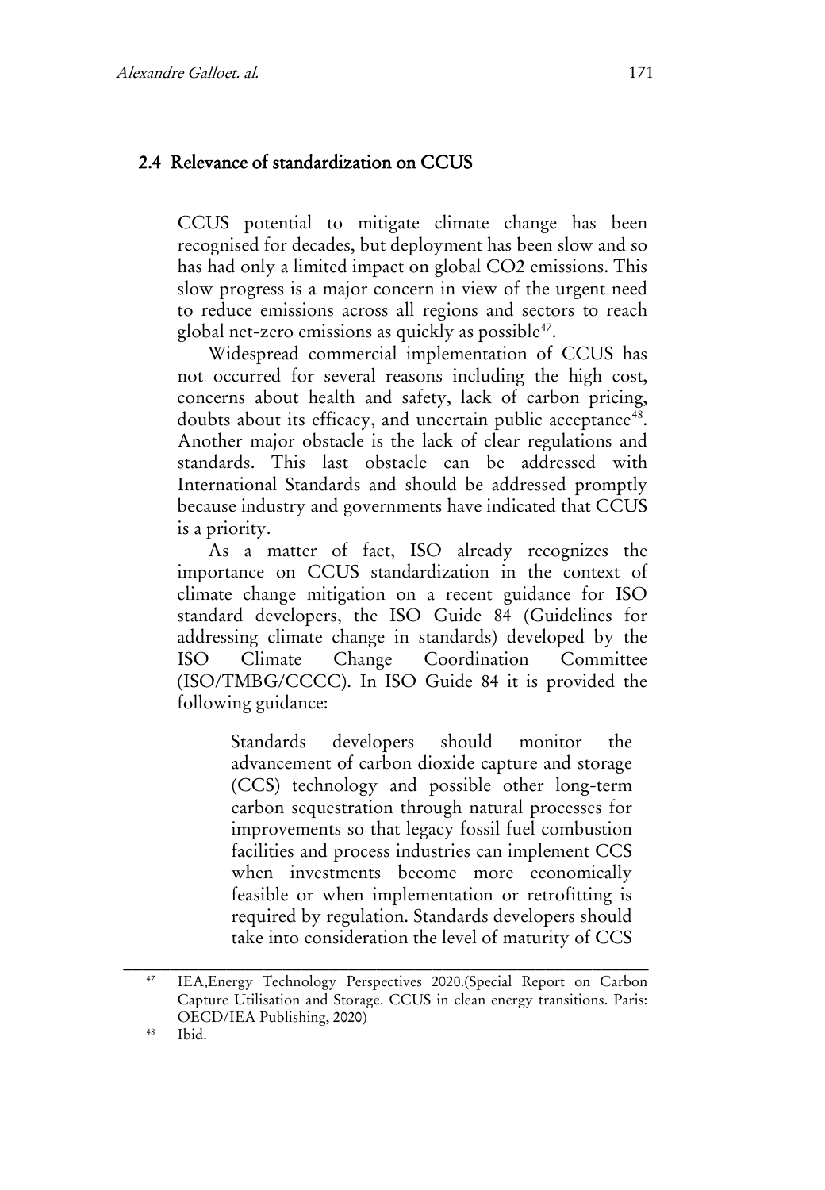### 2.4 Relevance of standardization on CCUS

CCUS potential to mitigate climate change has been recognised for decades, but deployment has been slow and so has had only a limited impact on global CO2 emissions. This slow progress is a major concern in view of the urgent need to reduce emissions across all regions and sectors to reach global net-zero emissions as quickly as possible[47].

Widespread commercial implementation of CCUS has not occurred for several reasons including the high cost, concerns about health and safety, lack of carbon pricing, doubts about its efficacy, and uncertain public acceptance[48]. Another major obstacle is the lack of clear regulations and standards. This last obstacle can be addressed with International Standards and should be addressed promptly because industry and governments have indicated that CCUS is a priority.

As a matter of fact, ISO already recognizes the importance on CCUS standardization in the context of climate change mitigation on a recent guidance for ISO standard developers, the ISO Guide 84 (Guidelines for addressing climate change in standards) developed by the ISO Climate Change Coordination Committee (ISO/TMBG/CCCC). In ISO Guide 84 it is provided the following guidance:

> Standards developers should monitor the advancement of carbon dioxide capture and storage (CCS) technology and possible other long-term carbon sequestration through natural processes for improvements so that legacy fossil fuel combustion facilities and process industries can implement CCS when investments become more economically feasible or when implementation or retrofitting is required by regulation. Standards developers should take into consideration the level of maturity of CCS

---

[47] IEA,Energy Technology Perspectives 2020.(Special Report on Carbon Capture Utilisation and Storage. CCUS in clean energy transitions. Paris: OECD/IEA Publishing, 2020)

[48] Ibid.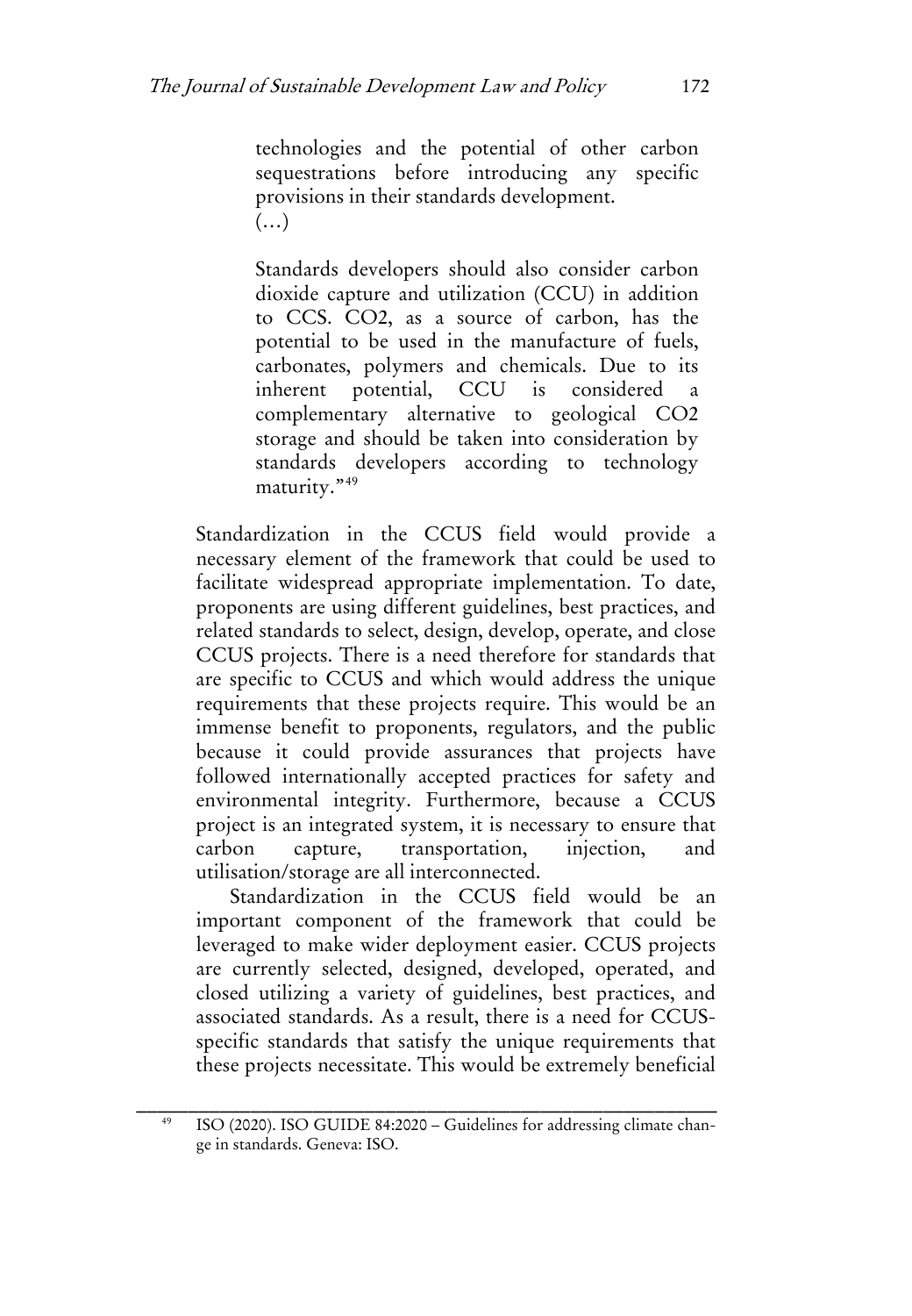> technologies and the potential of other carbon sequestrations before introducing any specific provisions in their standards development.
> (…)
>
> Standards developers should also consider carbon dioxide capture and utilization (CCU) in addition to CCS. $CO_2$, as a source of carbon, has the potential to be used in the manufacture of fuels, carbonates, polymers and chemicals. Due to its inherent potential, CCU is considered a complementary alternative to geological $CO_2$ storage and should be taken into consideration by standards developers according to technology maturity."[49]

Standardization in the CCUS field would provide a necessary element of the framework that could be used to facilitate widespread appropriate implementation. To date, proponents are using different guidelines, best practices, and related standards to select, design, develop, operate, and close CCUS projects. There is a need therefore for standards that are specific to CCUS and which would address the unique requirements that these projects require. This would be an immense benefit to proponents, regulators, and the public because it could provide assurances that projects have followed internationally accepted practices for safety and environmental integrity. Furthermore, because a CCUS project is an integrated system, it is necessary to ensure that carbon capture, transportation, injection, and utilisation/storage are all interconnected.

Standardization in the CCUS field would be an important component of the framework that could be leveraged to make wider deployment easier. CCUS projects are currently selected, designed, developed, operated, and closed utilizing a variety of guidelines, best practices, and associated standards. As a result, there is a need for CCUS-specific standards that satisfy the unique requirements that these projects necessitate. This would be extremely beneficial

---

[49] ISO (2020). ISO GUIDE 84:2020 – Guidelines for addressing climate change in standards. Geneva: ISO.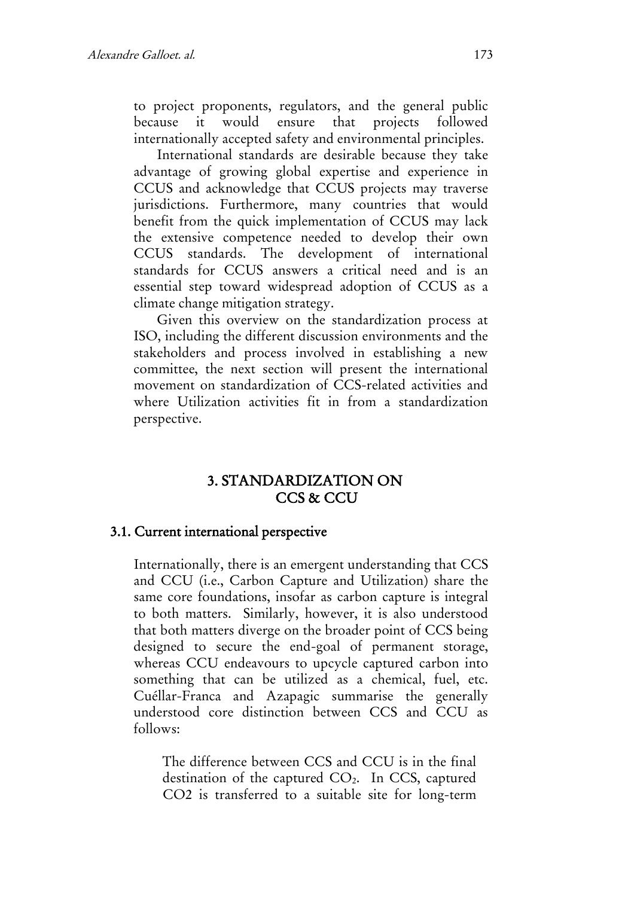to project proponents, regulators, and the general public because it would ensure that projects followed internationally accepted safety and environmental principles.

International standards are desirable because they take advantage of growing global expertise and experience in CCUS and acknowledge that CCUS projects may traverse jurisdictions. Furthermore, many countries that would benefit from the quick implementation of CCUS may lack the extensive competence needed to develop their own CCUS standards. The development of international standards for CCUS answers a critical need and is an essential step toward widespread adoption of CCUS as a climate change mitigation strategy.

Given this overview on the standardization process at ISO, including the different discussion environments and the stakeholders and process involved in establishing a new committee, the next section will present the international movement on standardization of CCS-related activities and where Utilization activities fit in from a standardization perspective.

## 3. STANDARDIZATION ON CCS & CCU

### 3.1. Current international perspective

Internationally, there is an emergent understanding that CCS and CCU (i.e., Carbon Capture and Utilization) share the same core foundations, insofar as carbon capture is integral to both matters. Similarly, however, it is also understood that both matters diverge on the broader point of CCS being designed to secure the end-goal of permanent storage, whereas CCU endeavours to upcycle captured carbon into something that can be utilized as a chemical, fuel, etc. Cuéllar-Franca and Azapagic summarise the generally understood core distinction between CCS and CCU as follows:

> The difference between CCS and CCU is in the final destination of the captured $CO_2$. In CCS, captured CO2 is transferred to a suitable site for long-term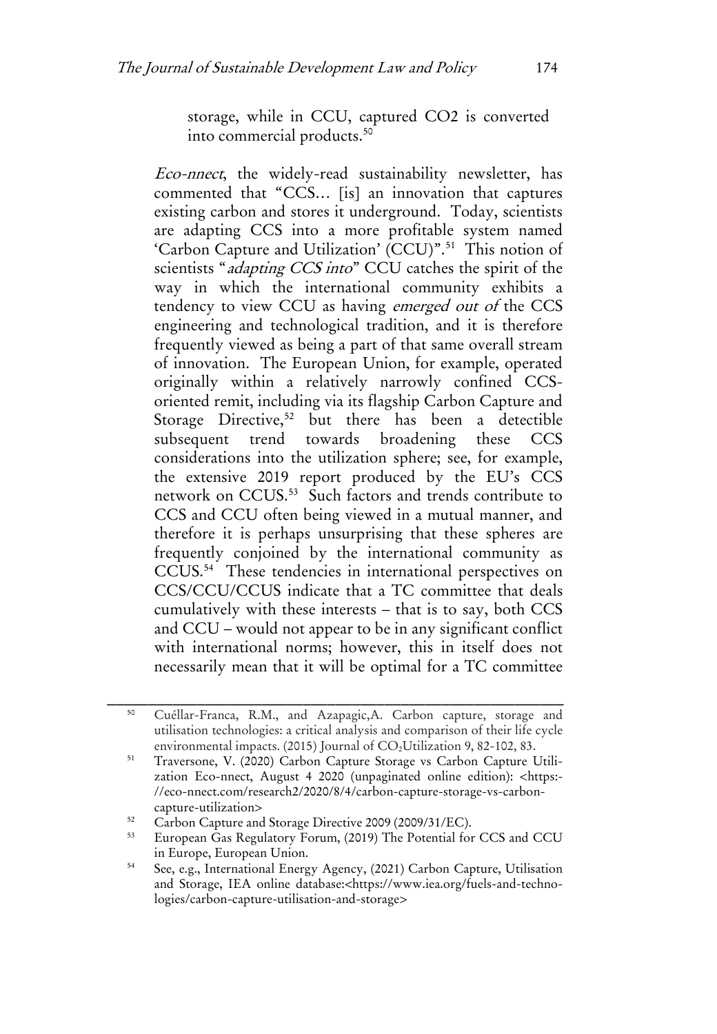> storage, while in CCU, captured CO2 is converted into commercial products.[50]

*Eco-nnect*, the widely-read sustainability newsletter, has commented that "CCS… [is] an innovation that captures existing carbon and stores it underground. Today, scientists are adapting CCS into a more profitable system named 'Carbon Capture and Utilization' (CCU)".[51] This notion of scientists "*adapting CCS into*" CCU catches the spirit of the way in which the international community exhibits a tendency to view CCU as having *emerged out of* the CCS engineering and technological tradition, and it is therefore frequently viewed as being a part of that same overall stream of innovation. The European Union, for example, operated originally within a relatively narrowly confined CCS-oriented remit, including via its flagship Carbon Capture and Storage Directive,[52] but there has been a detectible subsequent trend towards broadening these CCS considerations into the utilization sphere; see, for example, the extensive 2019 report produced by the EU's CCS network on CCUS.[53] Such factors and trends contribute to CCS and CCU often being viewed in a mutual manner, and therefore it is perhaps unsurprising that these spheres are frequently conjoined by the international community as CCUS.[54] These tendencies in international perspectives on CCS/CCU/CCUS indicate that a TC committee that deals cumulatively with these interests – that is to say, both CCS and CCU – would not appear to be in any significant conflict with international norms; however, this in itself does not necessarily mean that it will be optimal for a TC committee

---

[50] Cuéllar-Franca, R.M., and Azapagic,A. Carbon capture, storage and utilisation technologies: a critical analysis and comparison of their life cycle environmental impacts. (2015) Journal of $CO_2$Utilization 9, 82-102, 83.

[51] Traversone, V. (2020) Carbon Capture Storage vs Carbon Capture Utilization Eco-nnect, August 4 2020 (unpaginated online edition): <https://eco-nnect.com/research2/2020/8/4/carbon-capture-storage-vs-carbon-capture-utilization>

[52] Carbon Capture and Storage Directive 2009 (2009/31/EC).

[53] European Gas Regulatory Forum, (2019) The Potential for CCS and CCU in Europe, European Union.

[54] See, e.g., International Energy Agency, (2021) Carbon Capture, Utilisation and Storage, IEA online database:<https://www.iea.org/fuels-and-technologies/carbon-capture-utilisation-and-storage>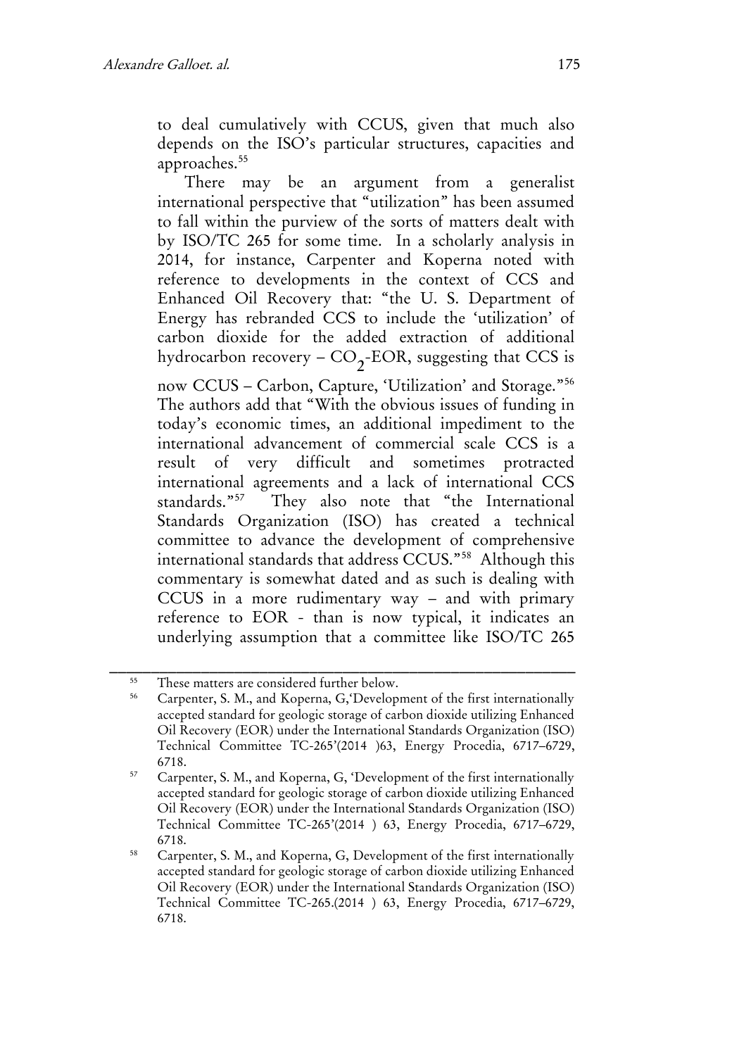to deal cumulatively with CCUS, given that much also depends on the ISO's particular structures, capacities and approaches.[55]

There may be an argument from a generalist international perspective that "utilization" has been assumed to fall within the purview of the sorts of matters dealt with by ISO/TC 265 for some time. In a scholarly analysis in 2014, for instance, Carpenter and Koperna noted with reference to developments in the context of CCS and Enhanced Oil Recovery that: "the U. S. Department of Energy has rebranded CCS to include the 'utilization' of carbon dioxide for the added extraction of additional hydrocarbon recovery – $CO_2$-EOR, suggesting that CCS is now CCUS – Carbon, Capture, 'Utilization' and Storage."[56] The authors add that "With the obvious issues of funding in today's economic times, an additional impediment to the international advancement of commercial scale CCS is a result of very difficult and sometimes protracted international agreements and a lack of international CCS standards."[57] They also note that "the International Standards Organization (ISO) has created a technical committee to advance the development of comprehensive international standards that address CCUS."[58] Although this commentary is somewhat dated and as such is dealing with CCUS in a more rudimentary way – and with primary reference to EOR - than is now typical, it indicates an underlying assumption that a committee like ISO/TC 265

---

[55] These matters are considered further below.

[56] Carpenter, S. M., and Koperna, G,'Development of the first internationally accepted standard for geologic storage of carbon dioxide utilizing Enhanced Oil Recovery (EOR) under the International Standards Organization (ISO) Technical Committee TC-265'(2014 )63, Energy Procedia, 6717–6729, 6718.

[57] Carpenter, S. M., and Koperna, G, 'Development of the first internationally accepted standard for geologic storage of carbon dioxide utilizing Enhanced Oil Recovery (EOR) under the International Standards Organization (ISO) Technical Committee TC-265'(2014 ) 63, Energy Procedia, 6717–6729, 6718.

[58] Carpenter, S. M., and Koperna, G, Development of the first internationally accepted standard for geologic storage of carbon dioxide utilizing Enhanced Oil Recovery (EOR) under the International Standards Organization (ISO) Technical Committee TC-265.(2014 ) 63, Energy Procedia, 6717–6729, 6718.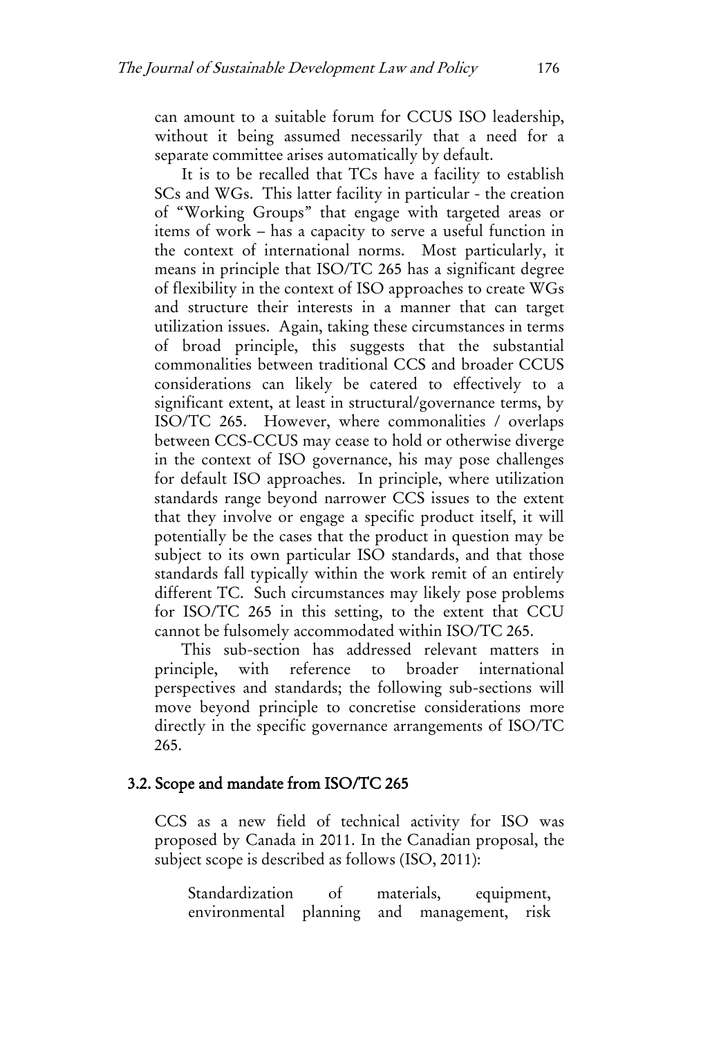can amount to a suitable forum for CCUS ISO leadership, without it being assumed necessarily that a need for a separate committee arises automatically by default.

It is to be recalled that TCs have a facility to establish SCs and WGs. This latter facility in particular - the creation of "Working Groups" that engage with targeted areas or items of work – has a capacity to serve a useful function in the context of international norms. Most particularly, it means in principle that ISO/TC 265 has a significant degree of flexibility in the context of ISO approaches to create WGs and structure their interests in a manner that can target utilization issues. Again, taking these circumstances in terms of broad principle, this suggests that the substantial commonalities between traditional CCS and broader CCUS considerations can likely be catered to effectively to a significant extent, at least in structural/governance terms, by ISO/TC 265. However, where commonalities / overlaps between CCS-CCUS may cease to hold or otherwise diverge in the context of ISO governance, his may pose challenges for default ISO approaches. In principle, where utilization standards range beyond narrower CCS issues to the extent that they involve or engage a specific product itself, it will potentially be the cases that the product in question may be subject to its own particular ISO standards, and that those standards fall typically within the work remit of an entirely different TC. Such circumstances may likely pose problems for ISO/TC 265 in this setting, to the extent that CCU cannot be fulsomely accommodated within ISO/TC 265.

This sub-section has addressed relevant matters in principle, with reference to broader international perspectives and standards; the following sub-sections will move beyond principle to concretise considerations more directly in the specific governance arrangements of ISO/TC 265.

### 3.2. Scope and mandate from ISO/TC 265

CCS as a new field of technical activity for ISO was proposed by Canada in 2011. In the Canadian proposal, the subject scope is described as follows (ISO, 2011):

> Standardization of materials, equipment, environmental planning and management, risk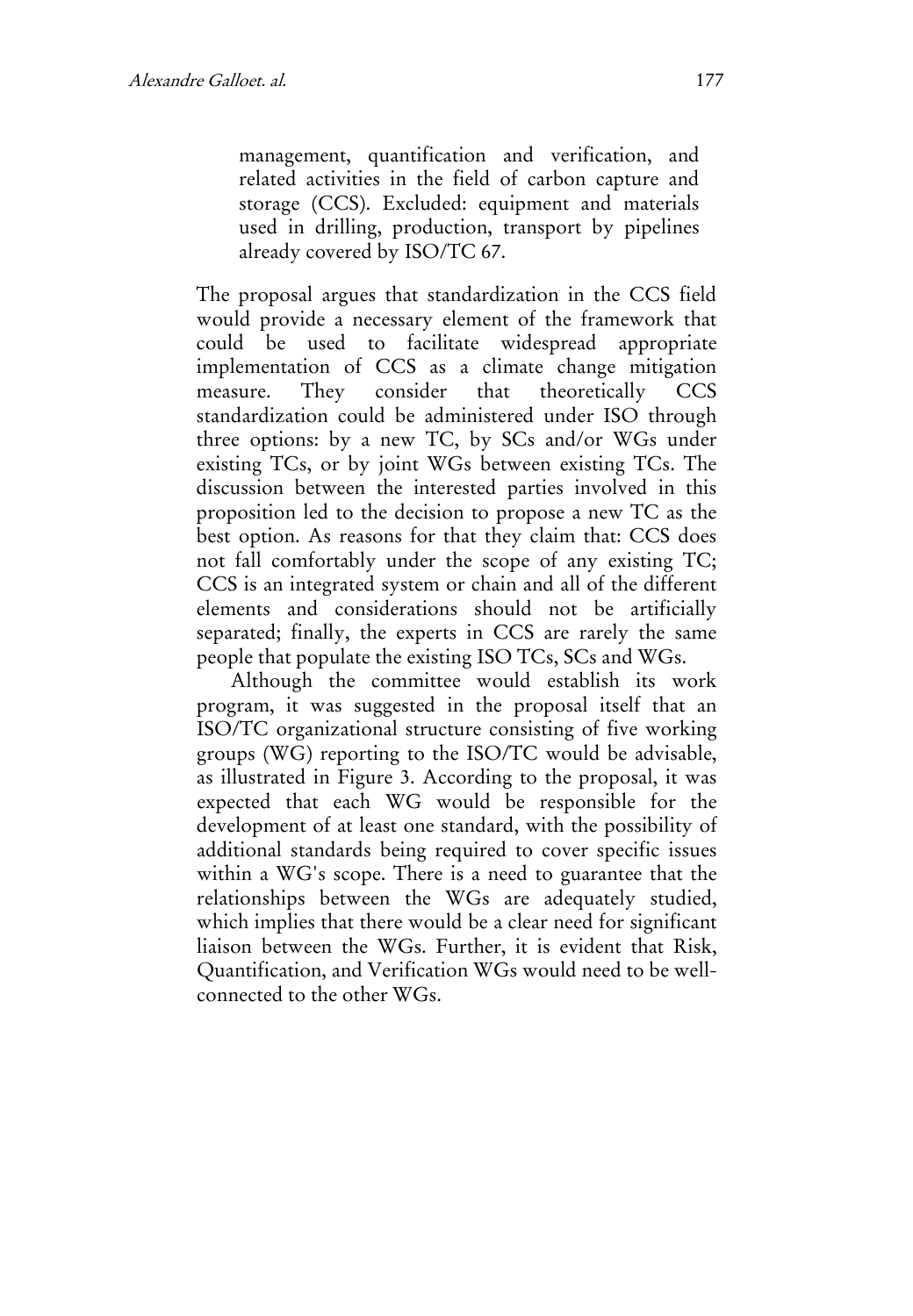> management, quantification and verification, and related activities in the field of carbon capture and storage (CCS). Excluded: equipment and materials used in drilling, production, transport by pipelines already covered by ISO/TC 67.

The proposal argues that standardization in the CCS field would provide a necessary element of the framework that could be used to facilitate widespread appropriate implementation of CCS as a climate change mitigation measure. They consider that theoretically CCS standardization could be administered under ISO through three options: by a new TC, by SCs and/or WGs under existing TCs, or by joint WGs between existing TCs. The discussion between the interested parties involved in this proposition led to the decision to propose a new TC as the best option. As reasons for that they claim that: CCS does not fall comfortably under the scope of any existing TC; CCS is an integrated system or chain and all of the different elements and considerations should not be artificially separated; finally, the experts in CCS are rarely the same people that populate the existing ISO TCs, SCs and WGs.

Although the committee would establish its work program, it was suggested in the proposal itself that an ISO/TC organizational structure consisting of five working groups (WG) reporting to the ISO/TC would be advisable, as illustrated in Figure 3. According to the proposal, it was expected that each WG would be responsible for the development of at least one standard, with the possibility of additional standards being required to cover specific issues within a WG's scope. There is a need to guarantee that the relationships between the WGs are adequately studied, which implies that there would be a clear need for significant liaison between the WGs. Further, it is evident that Risk, Quantification, and Verification WGs would need to be well-connected to the other WGs.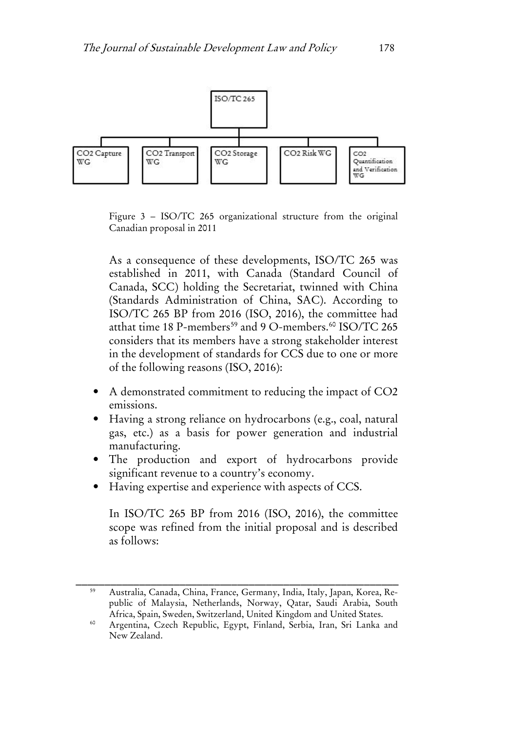ISO/TC 265

CO2 Capture WG | CO2 Transport WG | CO2 Storage WG | CO2 Risk WG | CO2 Quantification and Verification WG

Figure 3 – ISO/TC 265 organizational structure from the original Canadian proposal in 2011

As a consequence of these developments, ISO/TC 265 was established in 2011, with Canada (Standard Council of Canada, SCC) holding the Secretariat, twinned with China (Standards Administration of China, SAC). According to ISO/TC 265 BP from 2016 (ISO, 2016), the committee had atthat time 18 P-members[59] and 9 O-members.[60] ISO/TC 265 considers that its members have a strong stakeholder interest in the development of standards for CCS due to one or more of the following reasons (ISO, 2016):

- A demonstrated commitment to reducing the impact of CO2 emissions.
- Having a strong reliance on hydrocarbons (e.g., coal, natural gas, etc.) as a basis for power generation and industrial manufacturing.
- The production and export of hydrocarbons provide significant revenue to a country's economy.
- Having expertise and experience with aspects of CCS.

In ISO/TC 265 BP from 2016 (ISO, 2016), the committee scope was refined from the initial proposal and is described as follows:

---

[59] Australia, Canada, China, France, Germany, India, Italy, Japan, Korea, Republic of Malaysia, Netherlands, Norway, Qatar, Saudi Arabia, South Africa, Spain, Sweden, Switzerland, United Kingdom and United States.

[60] Argentina, Czech Republic, Egypt, Finland, Serbia, Iran, Sri Lanka and New Zealand.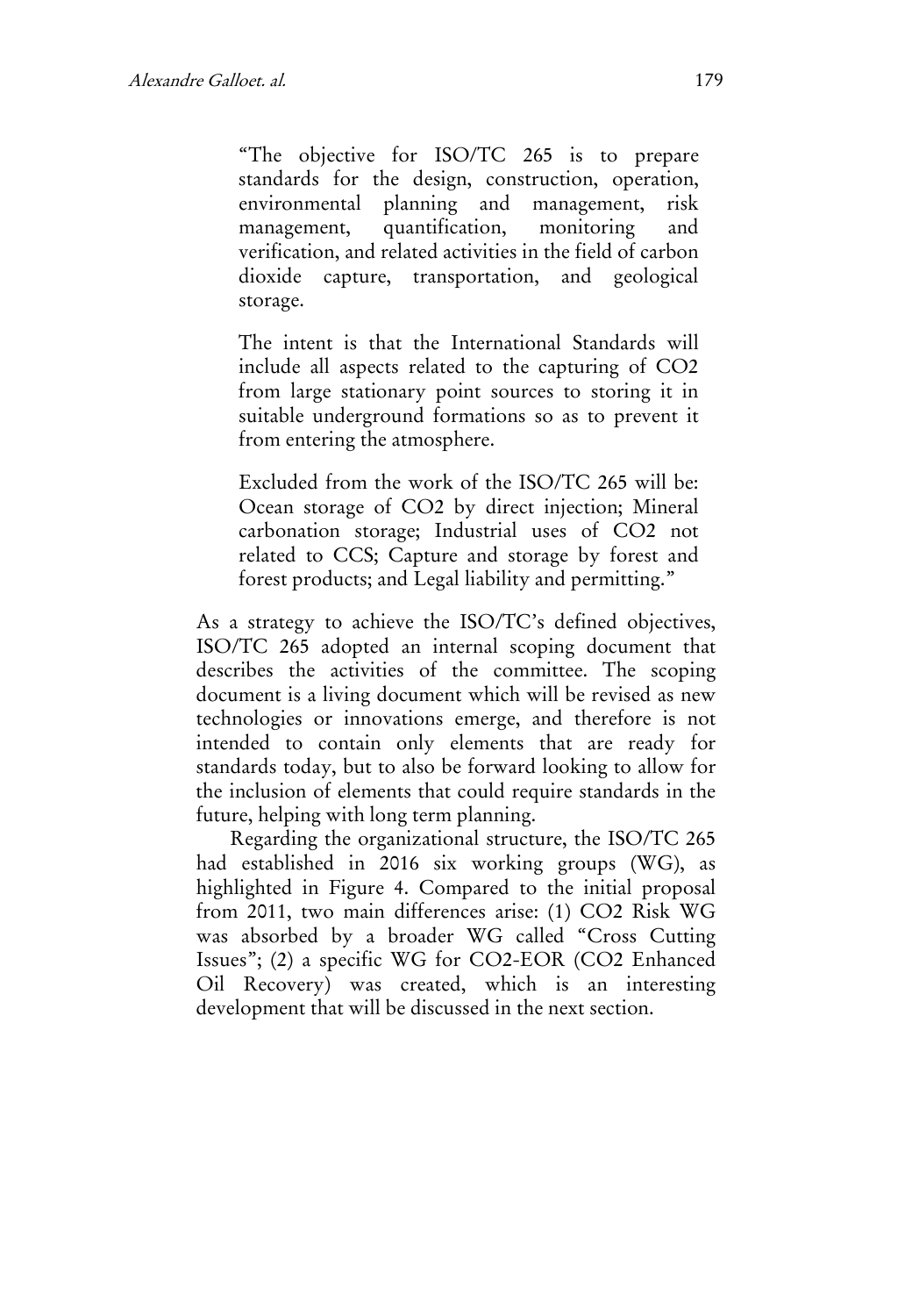> "The objective for ISO/TC 265 is to prepare standards for the design, construction, operation, environmental planning and management, risk management, quantification, monitoring and verification, and related activities in the field of carbon dioxide capture, transportation, and geological storage.
>
> The intent is that the International Standards will include all aspects related to the capturing of $CO_2$ from large stationary point sources to storing it in suitable underground formations so as to prevent it from entering the atmosphere.
>
> Excluded from the work of the ISO/TC 265 will be: Ocean storage of $CO_2$ by direct injection; Mineral carbonation storage; Industrial uses of $CO_2$ not related to CCS; Capture and storage by forest and forest products; and Legal liability and permitting."

As a strategy to achieve the ISO/TC's defined objectives, ISO/TC 265 adopted an internal scoping document that describes the activities of the committee. The scoping document is a living document which will be revised as new technologies or innovations emerge, and therefore is not intended to contain only elements that are ready for standards today, but to also be forward looking to allow for the inclusion of elements that could require standards in the future, helping with long term planning.

Regarding the organizational structure, the ISO/TC 265 had established in 2016 six working groups (WG), as highlighted in Figure 4. Compared to the initial proposal from 2011, two main differences arise: (1) $CO_2$ Risk WG was absorbed by a broader WG called "Cross Cutting Issues"; (2) a specific WG for $CO_2$-EOR ($CO_2$ Enhanced Oil Recovery) was created, which is an interesting development that will be discussed in the next section.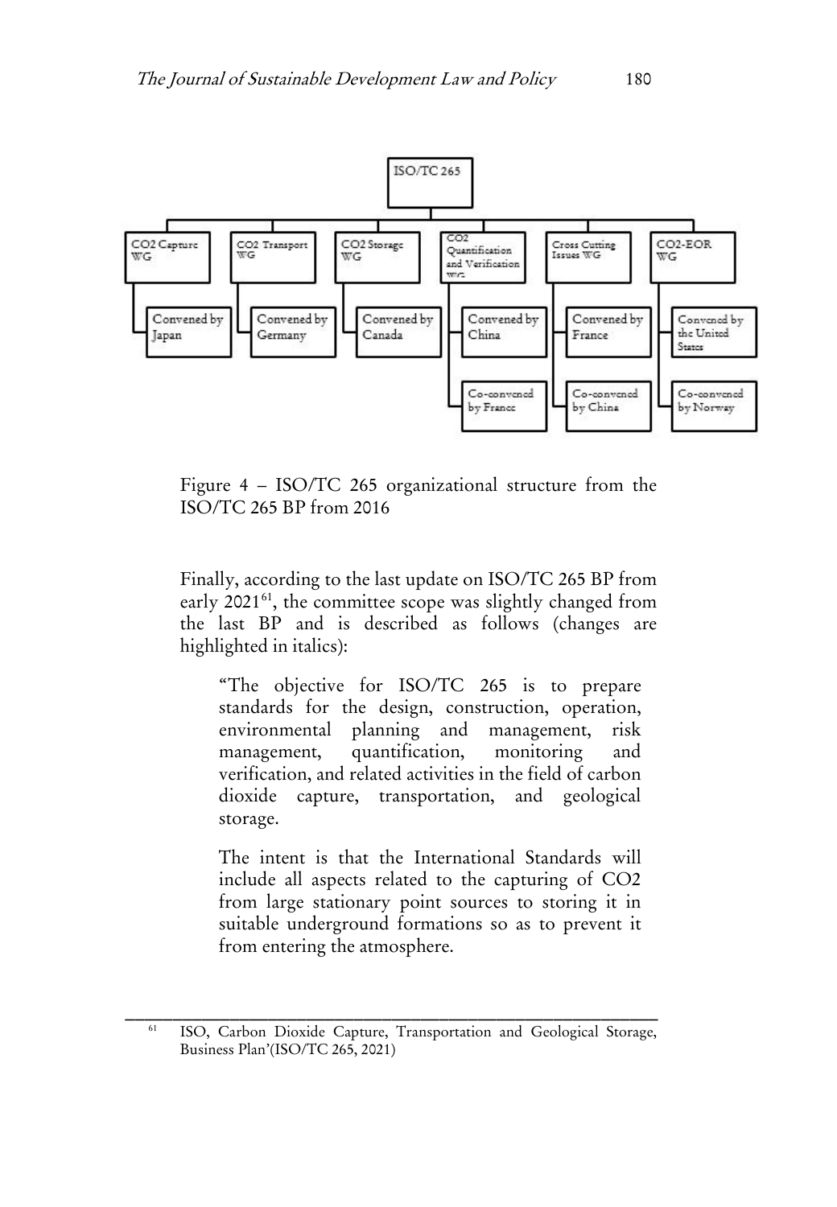- ISO/TC 265
  - $CO_2$ Capture WG
    - Convened by Japan
  - $CO_2$ Transport WG
    - Convened by Germany
  - $CO_2$ Storage WG
    - Convened by Canada
  - $CO_2$ Quantification and Verification WG
    - Convened by China
    - Co-convened by France
  - Cross Cutting Issues WG
    - Convened by France
    - Co-convened by China
  - $CO_2$-EOR WG
    - Convened by the United States
    - Co-convened by Norway

Figure 4 – ISO/TC 265 organizational structure from the ISO/TC 265 BP from 2016

Finally, according to the last update on ISO/TC 265 BP from early 2021[61], the committee scope was slightly changed from the last BP and is described as follows (changes are highlighted in italics):

> "The objective for ISO/TC 265 is to prepare standards for the design, construction, operation, environmental planning and management, risk management, quantification, monitoring and verification, and related activities in the field of carbon dioxide capture, transportation, and geological storage.
>
> The intent is that the International Standards will include all aspects related to the capturing of $CO_2$ from large stationary point sources to storing it in suitable underground formations so as to prevent it from entering the atmosphere.

---

[61] ISO, Carbon Dioxide Capture, Transportation and Geological Storage, Business Plan'(ISO/TC 265, 2021)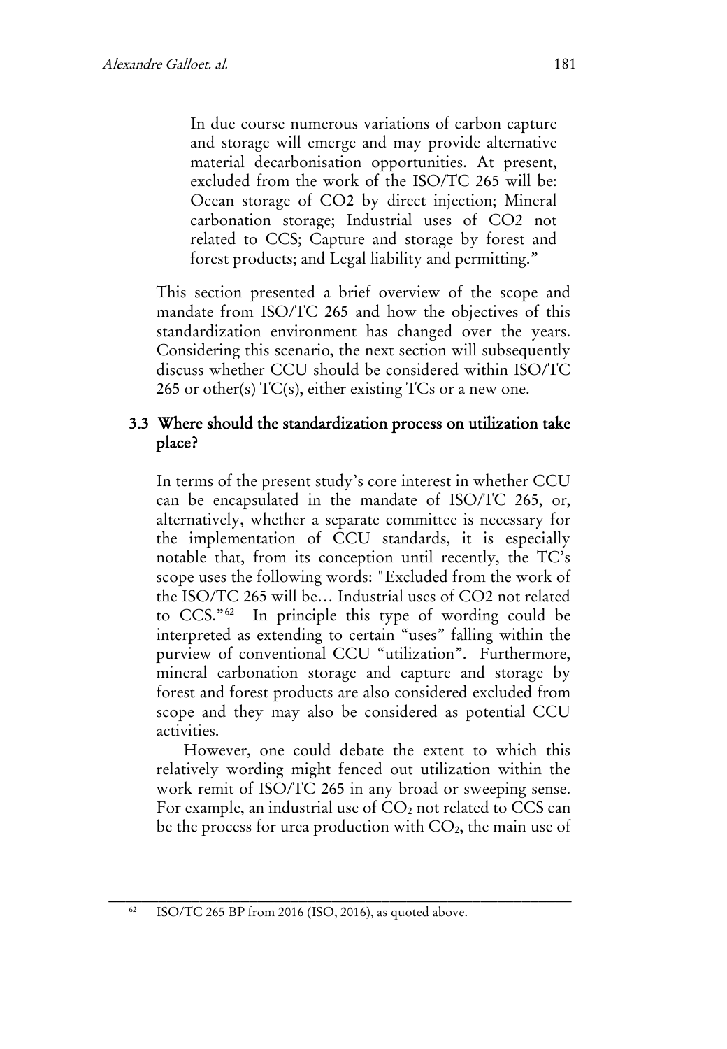> In due course numerous variations of carbon capture and storage will emerge and may provide alternative material decarbonisation opportunities. At present, excluded from the work of the ISO/TC 265 will be: Ocean storage of CO2 by direct injection; Mineral carbonation storage; Industrial uses of CO2 not related to CCS; Capture and storage by forest and forest products; and Legal liability and permitting."

This section presented a brief overview of the scope and mandate from ISO/TC 265 and how the objectives of this standardization environment has changed over the years. Considering this scenario, the next section will subsequently discuss whether CCU should be considered within ISO/TC 265 or other(s) TC(s), either existing TCs or a new one.

### 3.3 Where should the standardization process on utilization take place?

In terms of the present study's core interest in whether CCU can be encapsulated in the mandate of ISO/TC 265, or, alternatively, whether a separate committee is necessary for the implementation of CCU standards, it is especially notable that, from its conception until recently, the TC's scope uses the following words: "Excluded from the work of the ISO/TC 265 will be… Industrial uses of CO2 not related to CCS."[62] In principle this type of wording could be interpreted as extending to certain "uses" falling within the purview of conventional CCU "utilization". Furthermore, mineral carbonation storage and capture and storage by forest and forest products are also considered excluded from scope and they may also be considered as potential CCU activities.

However, one could debate the extent to which this relatively wording might fenced out utilization within the work remit of ISO/TC 265 in any broad or sweeping sense. For example, an industrial use of $CO_2$ not related to CCS can be the process for urea production with $CO_2$, the main use of

---

[62] ISO/TC 265 BP from 2016 (ISO, 2016), as quoted above.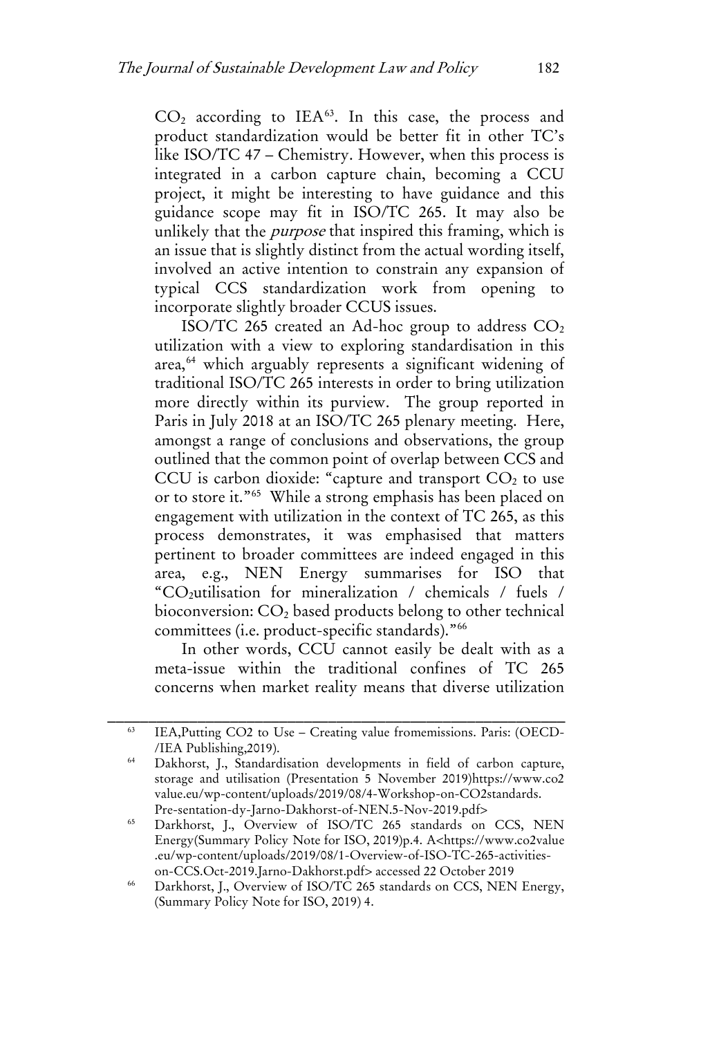$CO_2$ according to IEA[63]. In this case, the process and product standardization would be better fit in other TC's like ISO/TC 47 – Chemistry. However, when this process is integrated in a carbon capture chain, becoming a CCU project, it might be interesting to have guidance and this guidance scope may fit in ISO/TC 265. It may also be unlikely that the *purpose* that inspired this framing, which is an issue that is slightly distinct from the actual wording itself, involved an active intention to constrain any expansion of typical CCS standardization work from opening to incorporate slightly broader CCUS issues.

ISO/TC 265 created an Ad-hoc group to address $CO_2$ utilization with a view to exploring standardisation in this area,[64] which arguably represents a significant widening of traditional ISO/TC 265 interests in order to bring utilization more directly within its purview. The group reported in Paris in July 2018 at an ISO/TC 265 plenary meeting. Here, amongst a range of conclusions and observations, the group outlined that the common point of overlap between CCS and CCU is carbon dioxide: "capture and transport $CO_2$ to use or to store it."[65] While a strong emphasis has been placed on engagement with utilization in the context of TC 265, as this process demonstrates, it was emphasised that matters pertinent to broader committees are indeed engaged in this area, e.g., NEN Energy summarises for ISO that "$CO_2$utilisation for mineralization / chemicals / fuels / bioconversion: $CO_2$ based products belong to other technical committees (i.e. product-specific standards)."[66]

In other words, CCU cannot easily be dealt with as a meta-issue within the traditional confines of TC 265 concerns when market reality means that diverse utilization

---

[63] IEA,Putting CO2 to Use – Creating value fromemissions. Paris: (OECD-/IEA Publishing,2019).

[64] Dakhorst, J., Standardisation developments in field of carbon capture, storage and utilisation (Presentation 5 November 2019)https://www.co2value.eu/wp-content/uploads/2019/08/4-Workshop-on-CO2standards.Pre-sentation-dy-Jarno-Dakhorst-of-NEN.5-Nov-2019.pdf>

[65] Darkhorst, J., Overview of ISO/TC 265 standards on CCS, NEN Energy(Summary Policy Note for ISO, 2019)p.4. A<https://www.co2value.eu/wp-content/uploads/2019/08/1-Overview-of-ISO-TC-265-activities-on-CCS.Oct-2019.Jarno-Dakhorst.pdf> accessed 22 October 2019

[66] Darkhorst, J., Overview of ISO/TC 265 standards on CCS, NEN Energy, (Summary Policy Note for ISO, 2019) 4.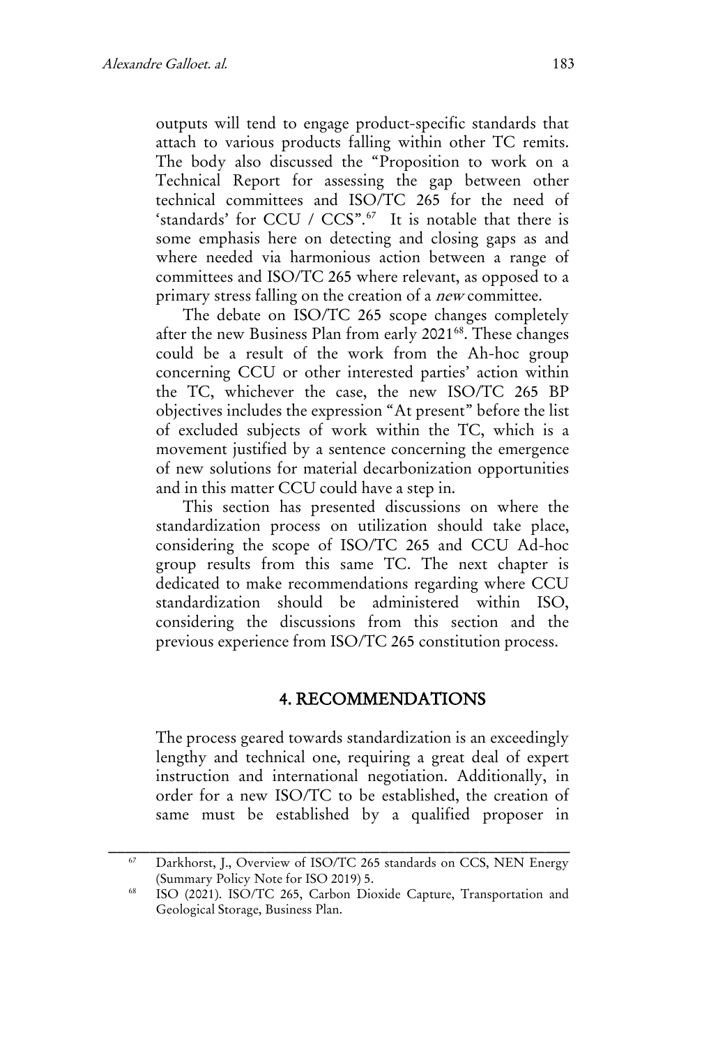outputs will tend to engage product-specific standards that attach to various products falling within other TC remits. The body also discussed the "Proposition to work on a Technical Report for assessing the gap between other technical committees and ISO/TC 265 for the need of 'standards' for CCU / CCS".[67] It is notable that there is some emphasis here on detecting and closing gaps as and where needed via harmonious action between a range of committees and ISO/TC 265 where relevant, as opposed to a primary stress falling on the creation of a *new* committee.

The debate on ISO/TC 265 scope changes completely after the new Business Plan from early 2021[68]. These changes could be a result of the work from the Ah-hoc group concerning CCU or other interested parties' action within the TC, whichever the case, the new ISO/TC 265 BP objectives includes the expression "At present" before the list of excluded subjects of work within the TC, which is a movement justified by a sentence concerning the emergence of new solutions for material decarbonization opportunities and in this matter CCU could have a step in.

This section has presented discussions on where the standardization process on utilization should take place, considering the scope of ISO/TC 265 and CCU Ad-hoc group results from this same TC. The next chapter is dedicated to make recommendations regarding where CCU standardization should be administered within ISO, considering the discussions from this section and the previous experience from ISO/TC 265 constitution process.

## 4. RECOMMENDATIONS

The process geared towards standardization is an exceedingly lengthy and technical one, requiring a great deal of expert instruction and international negotiation. Additionally, in order for a new ISO/TC to be established, the creation of same must be established by a qualified proposer in

---

[67] Darkhorst, J., Overview of ISO/TC 265 standards on CCS, NEN Energy (Summary Policy Note for ISO 2019) 5.

[68] ISO (2021). ISO/TC 265, Carbon Dioxide Capture, Transportation and Geological Storage, Business Plan.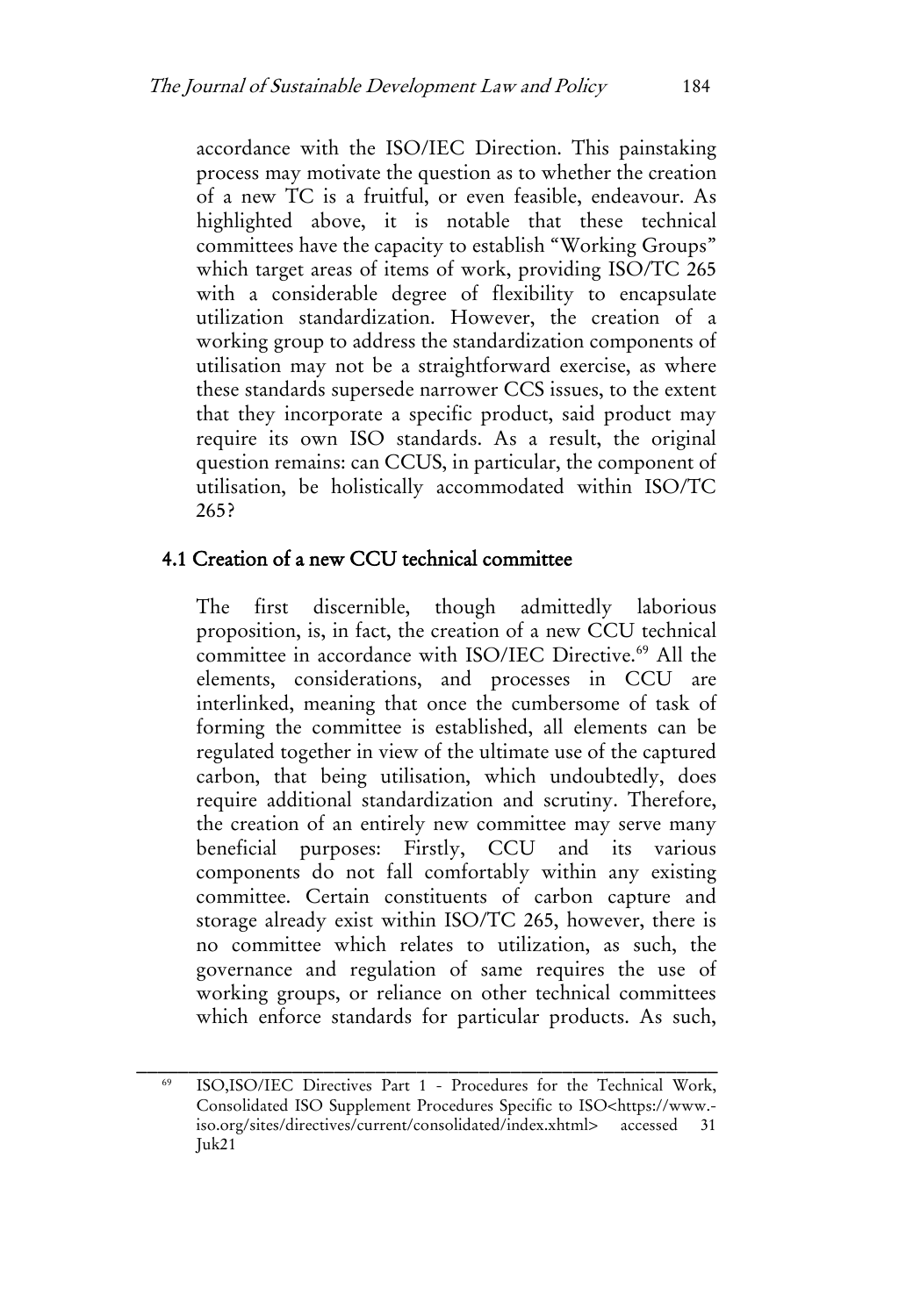accordance with the ISO/IEC Direction. This painstaking process may motivate the question as to whether the creation of a new TC is a fruitful, or even feasible, endeavour. As highlighted above, it is notable that these technical committees have the capacity to establish "Working Groups" which target areas of items of work, providing ISO/TC 265 with a considerable degree of flexibility to encapsulate utilization standardization. However, the creation of a working group to address the standardization components of utilisation may not be a straightforward exercise, as where these standards supersede narrower CCS issues, to the extent that they incorporate a specific product, said product may require its own ISO standards. As a result, the original question remains: can CCUS, in particular, the component of utilisation, be holistically accommodated within ISO/TC 265?

## 4.1 Creation of a new CCU technical committee

The first discernible, though admittedly laborious proposition, is, in fact, the creation of a new CCU technical committee in accordance with ISO/IEC Directive.[69] All the elements, considerations, and processes in CCU are interlinked, meaning that once the cumbersome of task of forming the committee is established, all elements can be regulated together in view of the ultimate use of the captured carbon, that being utilisation, which undoubtedly, does require additional standardization and scrutiny. Therefore, the creation of an entirely new committee may serve many beneficial purposes: Firstly, CCU and its various components do not fall comfortably within any existing committee. Certain constituents of carbon capture and storage already exist within ISO/TC 265, however, there is no committee which relates to utilization, as such, the governance and regulation of same requires the use of working groups, or reliance on other technical committees which enforce standards for particular products. As such,

---

[69] ISO,ISO/IEC Directives Part 1 - Procedures for the Technical Work, Consolidated ISO Supplement Procedures Specific to ISO<https://www.-iso.org/sites/directives/current/consolidated/index.xhtml> accessed 31 Juk21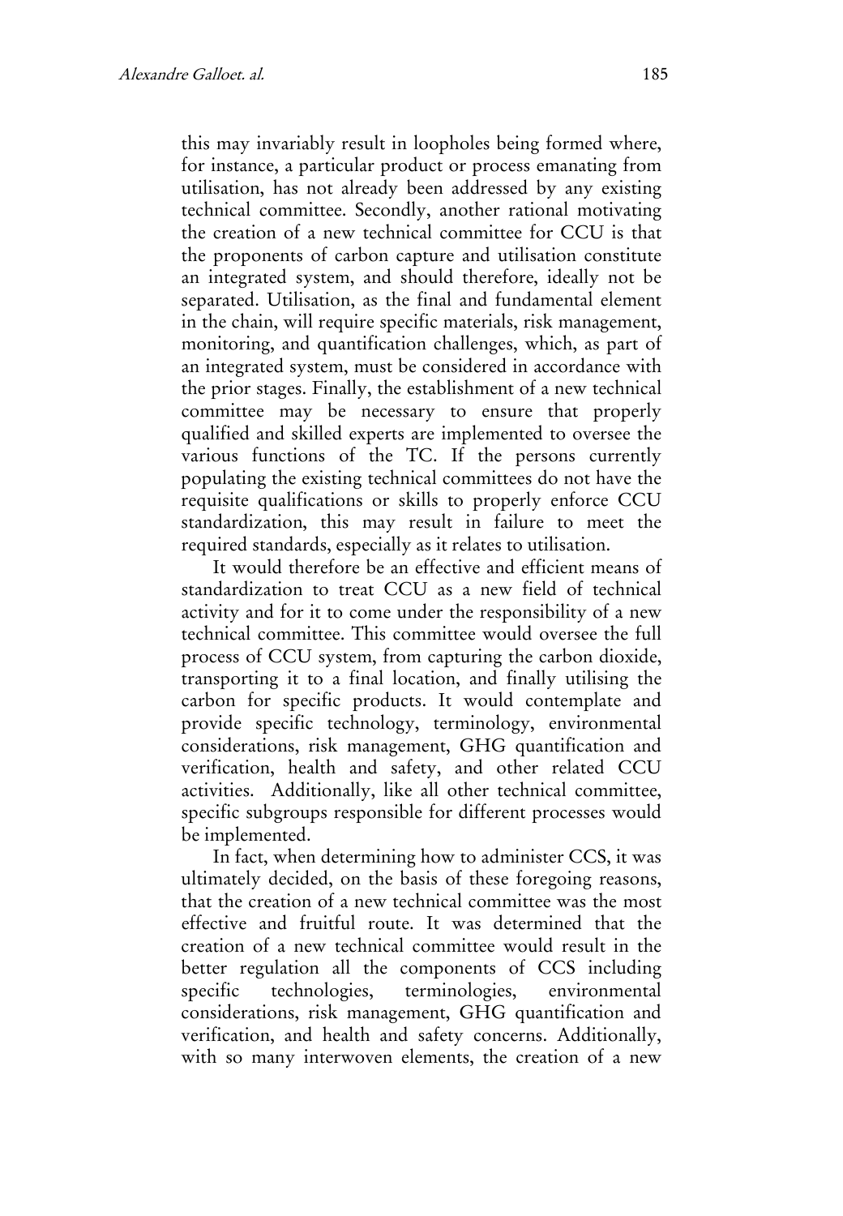this may invariably result in loopholes being formed where, for instance, a particular product or process emanating from utilisation, has not already been addressed by any existing technical committee. Secondly, another rational motivating the creation of a new technical committee for CCU is that the proponents of carbon capture and utilisation constitute an integrated system, and should therefore, ideally not be separated. Utilisation, as the final and fundamental element in the chain, will require specific materials, risk management, monitoring, and quantification challenges, which, as part of an integrated system, must be considered in accordance with the prior stages. Finally, the establishment of a new technical committee may be necessary to ensure that properly qualified and skilled experts are implemented to oversee the various functions of the TC. If the persons currently populating the existing technical committees do not have the requisite qualifications or skills to properly enforce CCU standardization, this may result in failure to meet the required standards, especially as it relates to utilisation.

It would therefore be an effective and efficient means of standardization to treat CCU as a new field of technical activity and for it to come under the responsibility of a new technical committee. This committee would oversee the full process of CCU system, from capturing the carbon dioxide, transporting it to a final location, and finally utilising the carbon for specific products. It would contemplate and provide specific technology, terminology, environmental considerations, risk management, GHG quantification and verification, health and safety, and other related CCU activities. Additionally, like all other technical committee, specific subgroups responsible for different processes would be implemented.

In fact, when determining how to administer CCS, it was ultimately decided, on the basis of these foregoing reasons, that the creation of a new technical committee was the most effective and fruitful route. It was determined that the creation of a new technical committee would result in the better regulation all the components of CCS including specific technologies, terminologies, environmental considerations, risk management, GHG quantification and verification, and health and safety concerns. Additionally, with so many interwoven elements, the creation of a new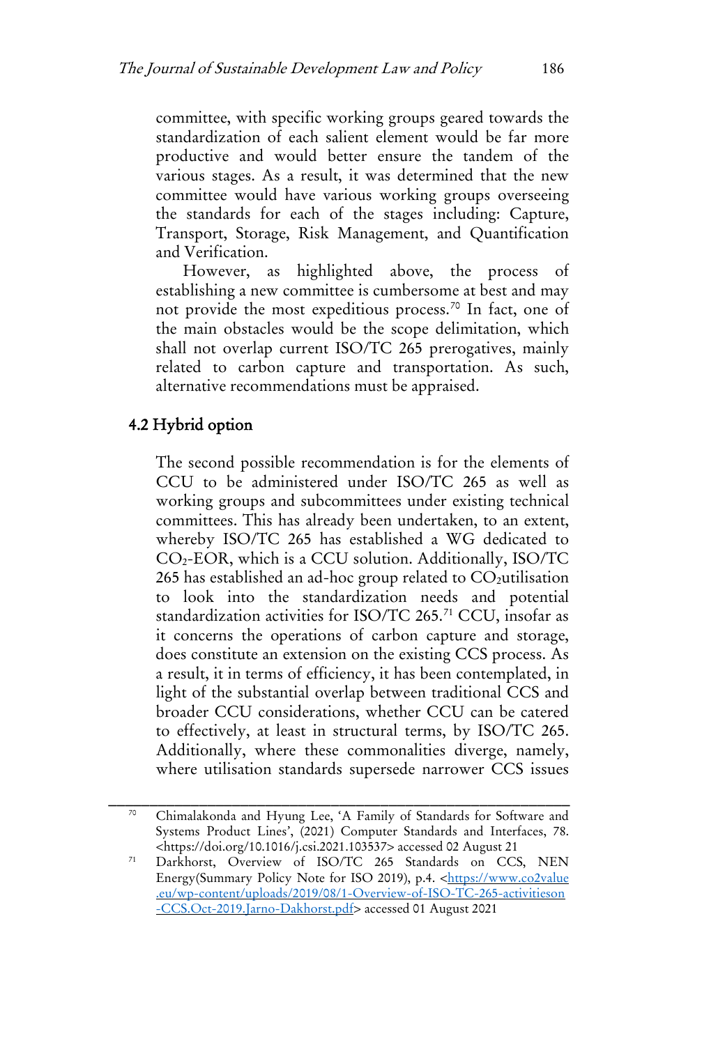committee, with specific working groups geared towards the standardization of each salient element would be far more productive and would better ensure the tandem of the various stages. As a result, it was determined that the new committee would have various working groups overseeing the standards for each of the stages including: Capture, Transport, Storage, Risk Management, and Quantification and Verification.

However, as highlighted above, the process of establishing a new committee is cumbersome at best and may not provide the most expeditious process.[70] In fact, one of the main obstacles would be the scope delimitation, which shall not overlap current ISO/TC 265 prerogatives, mainly related to carbon capture and transportation. As such, alternative recommendations must be appraised.

## 4.2 Hybrid option

The second possible recommendation is for the elements of CCU to be administered under ISO/TC 265 as well as working groups and subcommittees under existing technical committees. This has already been undertaken, to an extent, whereby ISO/TC 265 has established a WG dedicated to $CO_2$-EOR, which is a CCU solution. Additionally, ISO/TC 265 has established an ad-hoc group related to $CO_2$utilisation to look into the standardization needs and potential standardization activities for ISO/TC 265.[71] CCU, insofar as it concerns the operations of carbon capture and storage, does constitute an extension on the existing CCS process. As a result, it in terms of efficiency, it has been contemplated, in light of the substantial overlap between traditional CCS and broader CCU considerations, whether CCU can be catered to effectively, at least in structural terms, by ISO/TC 265. Additionally, where these commonalities diverge, namely, where utilisation standards supersede narrower CCS issues

---

[70] Chimalakonda and Hyung Lee, 'A Family of Standards for Software and Systems Product Lines', (2021) Computer Standards and Interfaces, 78. <https://doi.org/10.1016/j.csi.2021.103537> accessed 02 August 21

[71] Darkhorst, Overview of ISO/TC 265 Standards on CCS, NEN Energy(Summary Policy Note for ISO 2019), p.4. <https://www.co2value.eu/wp-content/uploads/2019/08/1-Overview-of-ISO-TC-265-activitieson-CCS.Oct-2019.Jarno-Dakhorst.pdf> accessed 01 August 2021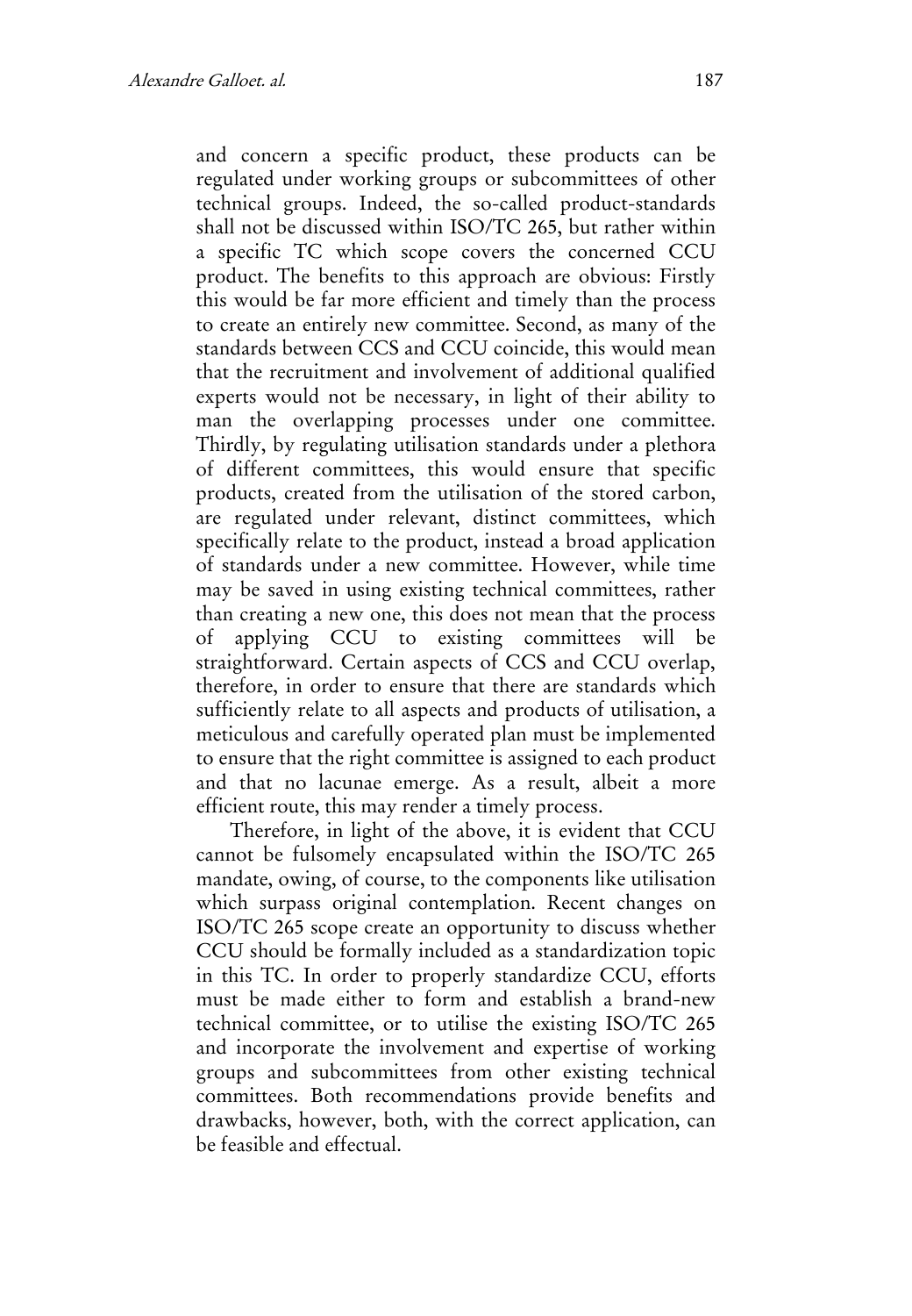and concern a specific product, these products can be regulated under working groups or subcommittees of other technical groups. Indeed, the so-called product-standards shall not be discussed within ISO/TC 265, but rather within a specific TC which scope covers the concerned CCU product. The benefits to this approach are obvious: Firstly this would be far more efficient and timely than the process to create an entirely new committee. Second, as many of the standards between CCS and CCU coincide, this would mean that the recruitment and involvement of additional qualified experts would not be necessary, in light of their ability to man the overlapping processes under one committee. Thirdly, by regulating utilisation standards under a plethora of different committees, this would ensure that specific products, created from the utilisation of the stored carbon, are regulated under relevant, distinct committees, which specifically relate to the product, instead a broad application of standards under a new committee. However, while time may be saved in using existing technical committees, rather than creating a new one, this does not mean that the process of applying CCU to existing committees will be straightforward. Certain aspects of CCS and CCU overlap, therefore, in order to ensure that there are standards which sufficiently relate to all aspects and products of utilisation, a meticulous and carefully operated plan must be implemented to ensure that the right committee is assigned to each product and that no lacunae emerge. As a result, albeit a more efficient route, this may render a timely process.

Therefore, in light of the above, it is evident that CCU cannot be fulsomely encapsulated within the ISO/TC 265 mandate, owing, of course, to the components like utilisation which surpass original contemplation. Recent changes on ISO/TC 265 scope create an opportunity to discuss whether CCU should be formally included as a standardization topic in this TC. In order to properly standardize CCU, efforts must be made either to form and establish a brand-new technical committee, or to utilise the existing ISO/TC 265 and incorporate the involvement and expertise of working groups and subcommittees from other existing technical committees. Both recommendations provide benefits and drawbacks, however, both, with the correct application, can be feasible and effectual.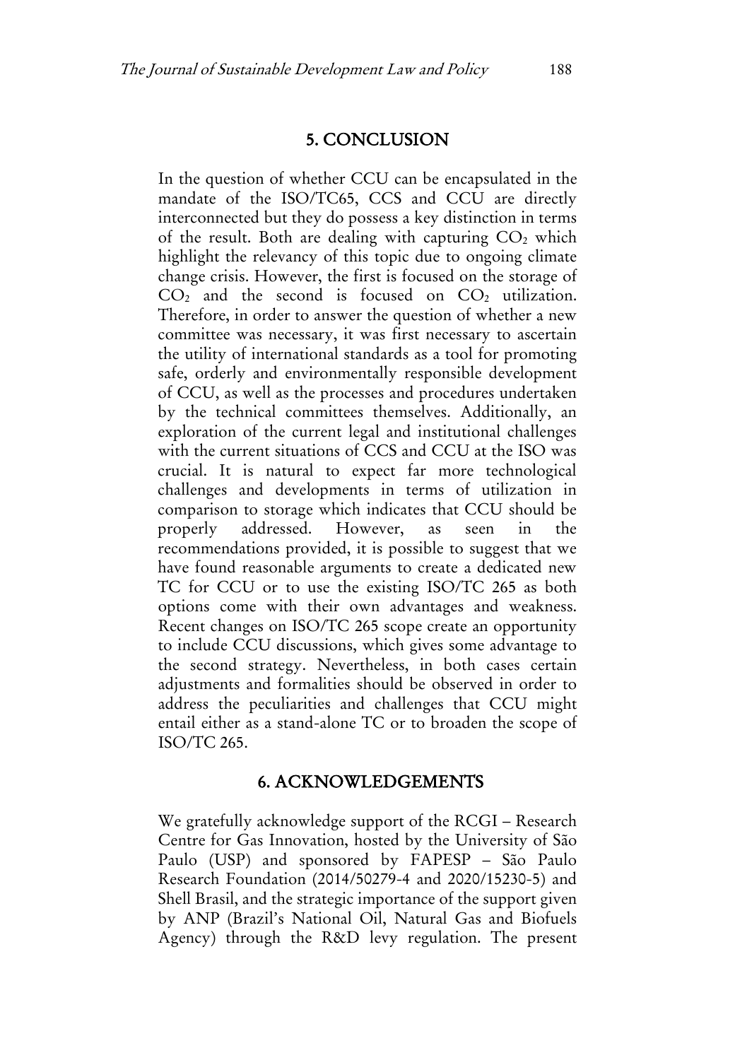## 5. CONCLUSION

In the question of whether CCU can be encapsulated in the mandate of the ISO/TC65, CCS and CCU are directly interconnected but they do possess a key distinction in terms of the result. Both are dealing with capturing $CO_2$ which highlight the relevancy of this topic due to ongoing climate change crisis. However, the first is focused on the storage of $CO_2$ and the second is focused on $CO_2$ utilization. Therefore, in order to answer the question of whether a new committee was necessary, it was first necessary to ascertain the utility of international standards as a tool for promoting safe, orderly and environmentally responsible development of CCU, as well as the processes and procedures undertaken by the technical committees themselves. Additionally, an exploration of the current legal and institutional challenges with the current situations of CCS and CCU at the ISO was crucial. It is natural to expect far more technological challenges and developments in terms of utilization in comparison to storage which indicates that CCU should be properly addressed. However, as seen in the recommendations provided, it is possible to suggest that we have found reasonable arguments to create a dedicated new TC for CCU or to use the existing ISO/TC 265 as both options come with their own advantages and weakness. Recent changes on ISO/TC 265 scope create an opportunity to include CCU discussions, which gives some advantage to the second strategy. Nevertheless, in both cases certain adjustments and formalities should be observed in order to address the peculiarities and challenges that CCU might entail either as a stand-alone TC or to broaden the scope of ISO/TC 265.

## 6. ACKNOWLEDGEMENTS

We gratefully acknowledge support of the RCGI – Research Centre for Gas Innovation, hosted by the University of São Paulo (USP) and sponsored by FAPESP – São Paulo Research Foundation (2014/50279-4 and 2020/15230-5) and Shell Brasil, and the strategic importance of the support given by ANP (Brazil's National Oil, Natural Gas and Biofuels Agency) through the R&D levy regulation. The present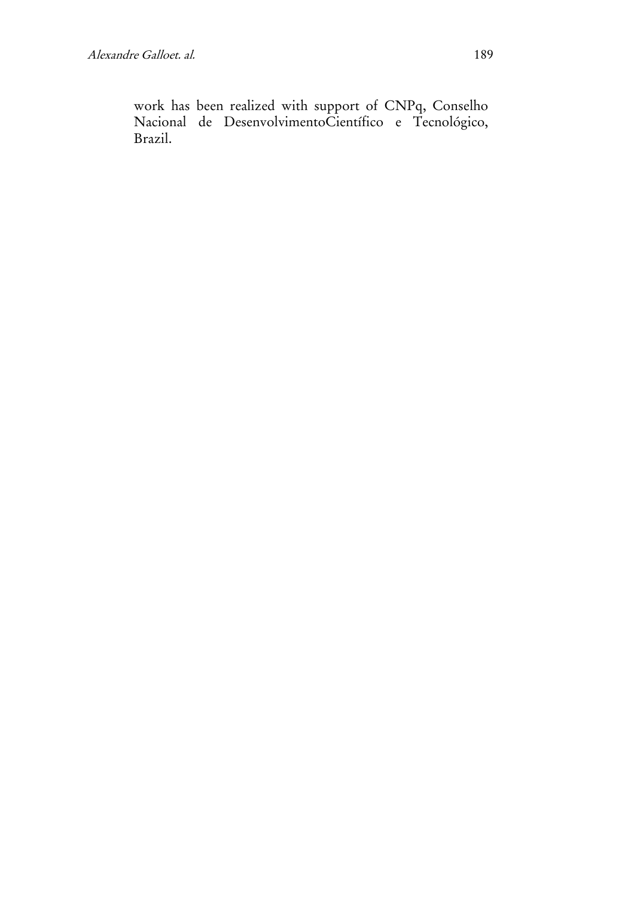work has been realized with support of CNPq, Conselho Nacional de DesenvolvimentoCientífico e Tecnológico, Brazil.